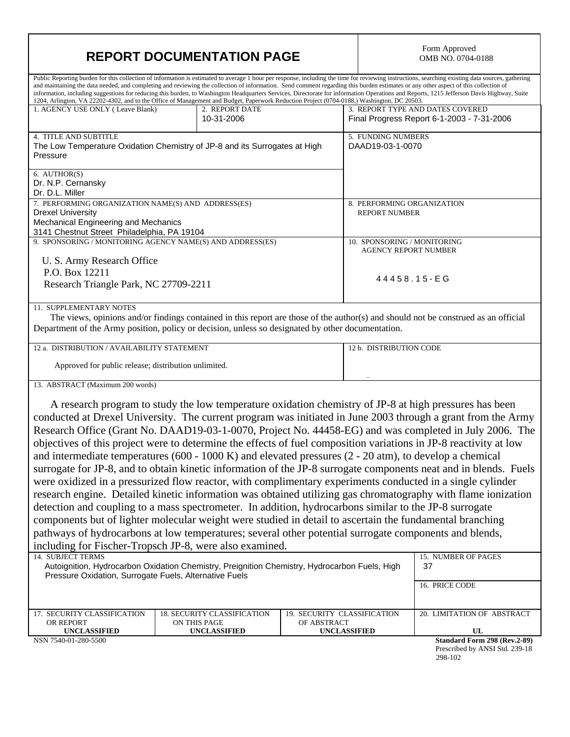# REPORT DOCUMENTATION PAGE

Form Approved
OMB NO. 0704-0188

Public Reporting burden for this collection of information is estimated to average 1 hour per response, including the time for reviewing instructions, searching existing data sources, gathering and maintaining the data needed, and completing and reviewing the collection of information. Send comment regarding this burden estimates or any other aspect of this collection of information, including suggestions for reducing this burden, to Washington Headquarters Services, Directorate for information Operations and Reports, 1215 Jefferson Davis Highway, Suite 1204, Arlington, VA 22202-4302, and to the Office of Management and Budget, Paperwork Reduction Project (0704-0188,) Washington, DC 20503.

| 1. AGENCY USE ONLY ( Leave Blank) | 2. REPORT DATE | 3. REPORT TYPE AND DATES COVERED |
|---|---|---|
| | 10-31-2006 | Final Progress Report 6-1-2003 - 7-31-2006 |

**4. TITLE AND SUBTITLE**
The Low Temperature Oxidation Chemistry of JP-8 and its Surrogates at High Pressure

**5. FUNDING NUMBERS**
DAAD19-03-1-0070

**6. AUTHOR(S)**
Dr. N.P. Cernansky
Dr. D.L. Miller

**7. PERFORMING ORGANIZATION NAME(S) AND ADDRESS(ES)**
Drexel University
Mechanical Engineering and Mechanics
3141 Chestnut Street Philadelphia, PA 19104

**8. PERFORMING ORGANIZATION REPORT NUMBER**

**9. SPONSORING / MONITORING AGENCY NAME(S) AND ADDRESS(ES)**
U. S. Army Research Office
P.O. Box 12211
Research Triangle Park, NC 27709-2211

**10. SPONSORING / MONITORING AGENCY REPORT NUMBER**
44458.15-EG

**11. SUPPLEMENTARY NOTES**
The views, opinions and/or findings contained in this report are those of the author(s) and should not be construed as an official Department of the Army position, policy or decision, unless so designated by other documentation.

**12 a. DISTRIBUTION / AVAILABILITY STATEMENT**
Approved for public release; distribution unlimited.

**12 b. DISTRIBUTION CODE**

**13. ABSTRACT (Maximum 200 words)**

A research program to study the low temperature oxidation chemistry of JP-8 at high pressures has been conducted at Drexel University. The current program was initiated in June 2003 through a grant from the Army Research Office (Grant No. DAAD19-03-1-0070, Project No. 44458-EG) and was completed in July 2006. The objectives of this project were to determine the effects of fuel composition variations in JP-8 reactivity at low and intermediate temperatures (600 - 1000 K) and elevated pressures (2 - 20 atm), to develop a chemical surrogate for JP-8, and to obtain kinetic information of the JP-8 surrogate components neat and in blends. Fuels were oxidized in a pressurized flow reactor, with complimentary experiments conducted in a single cylinder research engine. Detailed kinetic information was obtained utilizing gas chromatography with flame ionization detection and coupling to a mass spectrometer. In addition, hydrocarbons similar to the JP-8 surrogate components but of lighter molecular weight were studied in detail to ascertain the fundamental branching pathways of hydrocarbons at low temperatures; several other potential surrogate components and blends, including for Fischer-Tropsch JP-8, were also examined.

**14. SUBJECT TERMS**
Autoignition, Hydrocarbon Oxidation Chemistry, Preignition Chemistry, Hydrocarbon Fuels, High Pressure Oxidation, Surrogate Fuels, Alternative Fuels

**15. NUMBER OF PAGES**
37

**16. PRICE CODE**

| 17. SECURITY CLASSIFICATION OR REPORT | 18. SECURITY CLASSIFICATION ON THIS PAGE | 19. SECURITY CLASSIFICATION OF ABSTRACT | 20. LIMITATION OF ABSTRACT |
|---|---|---|---|
| **UNCLASSIFIED** | **UNCLASSIFIED** | **UNCLASSIFIED** | **UL** |

NSN 7540-01-280-5500

**Standard Form 298 (Rev.2-89)**
Prescribed by ANSI Std. 239-18
298-102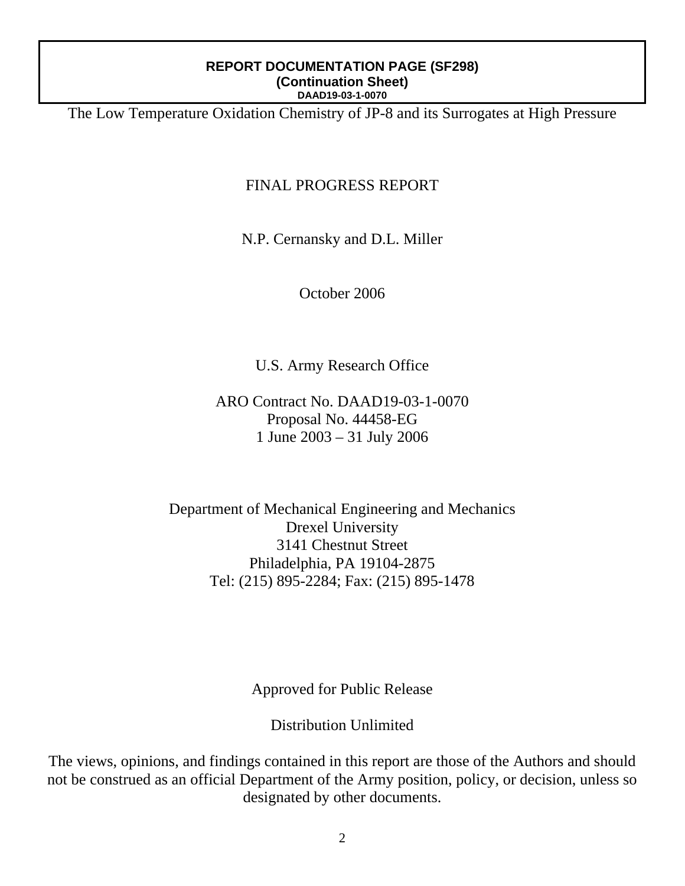**REPORT DOCUMENTATION PAGE (SF298)**
**(Continuation Sheet)**
**DAAD19-03-1-0070**

The Low Temperature Oxidation Chemistry of JP-8 and its Surrogates at High Pressure

# FINAL PROGRESS REPORT

N.P. Cernansky and D.L. Miller

October 2006

U.S. Army Research Office

ARO Contract No. DAAD19-03-1-0070
Proposal No. 44458-EG
1 June 2003 – 31 July 2006

Department of Mechanical Engineering and Mechanics
Drexel University
3141 Chestnut Street
Philadelphia, PA 19104-2875
Tel: (215) 895-2284; Fax: (215) 895-1478

Approved for Public Release

Distribution Unlimited

The views, opinions, and findings contained in this report are those of the Authors and should not be construed as an official Department of the Army position, policy, or decision, unless so designated by other documents.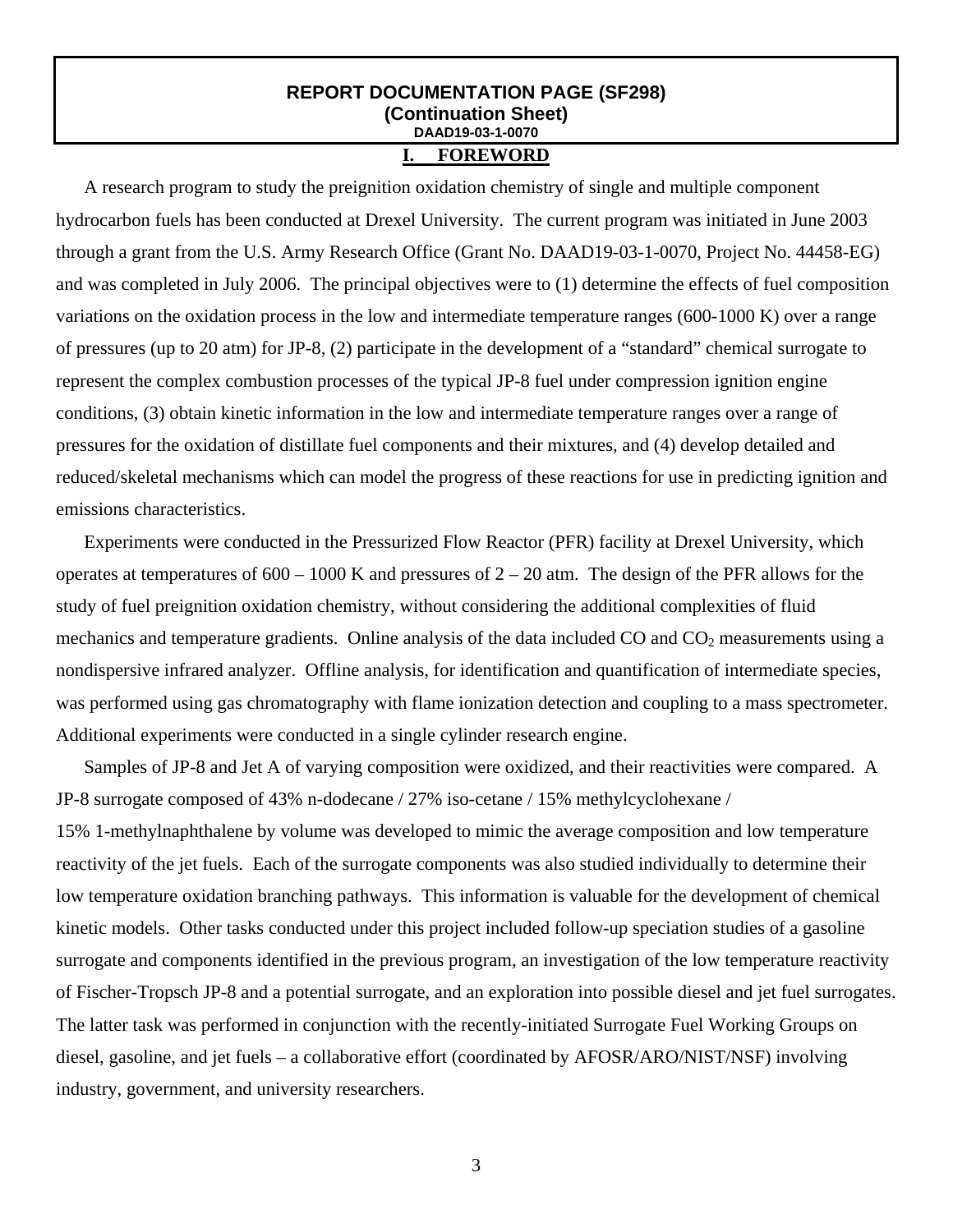**REPORT DOCUMENTATION PAGE (SF298)**
**(Continuation Sheet)**
**DAAD19-03-1-0070**

## I. FOREWORD

A research program to study the preignition oxidation chemistry of single and multiple component hydrocarbon fuels has been conducted at Drexel University. The current program was initiated in June 2003 through a grant from the U.S. Army Research Office (Grant No. DAAD19-03-1-0070, Project No. 44458-EG) and was completed in July 2006. The principal objectives were to (1) determine the effects of fuel composition variations on the oxidation process in the low and intermediate temperature ranges (600-1000 K) over a range of pressures (up to 20 atm) for JP-8, (2) participate in the development of a "standard" chemical surrogate to represent the complex combustion processes of the typical JP-8 fuel under compression ignition engine conditions, (3) obtain kinetic information in the low and intermediate temperature ranges over a range of pressures for the oxidation of distillate fuel components and their mixtures, and (4) develop detailed and reduced/skeletal mechanisms which can model the progress of these reactions for use in predicting ignition and emissions characteristics.

Experiments were conducted in the Pressurized Flow Reactor (PFR) facility at Drexel University, which operates at temperatures of 600 – 1000 K and pressures of 2 – 20 atm. The design of the PFR allows for the study of fuel preignition oxidation chemistry, without considering the additional complexities of fluid mechanics and temperature gradients. Online analysis of the data included CO and $CO_2$ measurements using a nondispersive infrared analyzer. Offline analysis, for identification and quantification of intermediate species, was performed using gas chromatography with flame ionization detection and coupling to a mass spectrometer. Additional experiments were conducted in a single cylinder research engine.

Samples of JP-8 and Jet A of varying composition were oxidized, and their reactivities were compared. A JP-8 surrogate composed of 43% n-dodecane / 27% iso-cetane / 15% methylcyclohexane / 15% 1-methylnaphthalene by volume was developed to mimic the average composition and low temperature reactivity of the jet fuels. Each of the surrogate components was also studied individually to determine their low temperature oxidation branching pathways. This information is valuable for the development of chemical kinetic models. Other tasks conducted under this project included follow-up speciation studies of a gasoline surrogate and components identified in the previous program, an investigation of the low temperature reactivity of Fischer-Tropsch JP-8 and a potential surrogate, and an exploration into possible diesel and jet fuel surrogates. The latter task was performed in conjunction with the recently-initiated Surrogate Fuel Working Groups on diesel, gasoline, and jet fuels – a collaborative effort (coordinated by AFOSR/ARO/NIST/NSF) involving industry, government, and university researchers.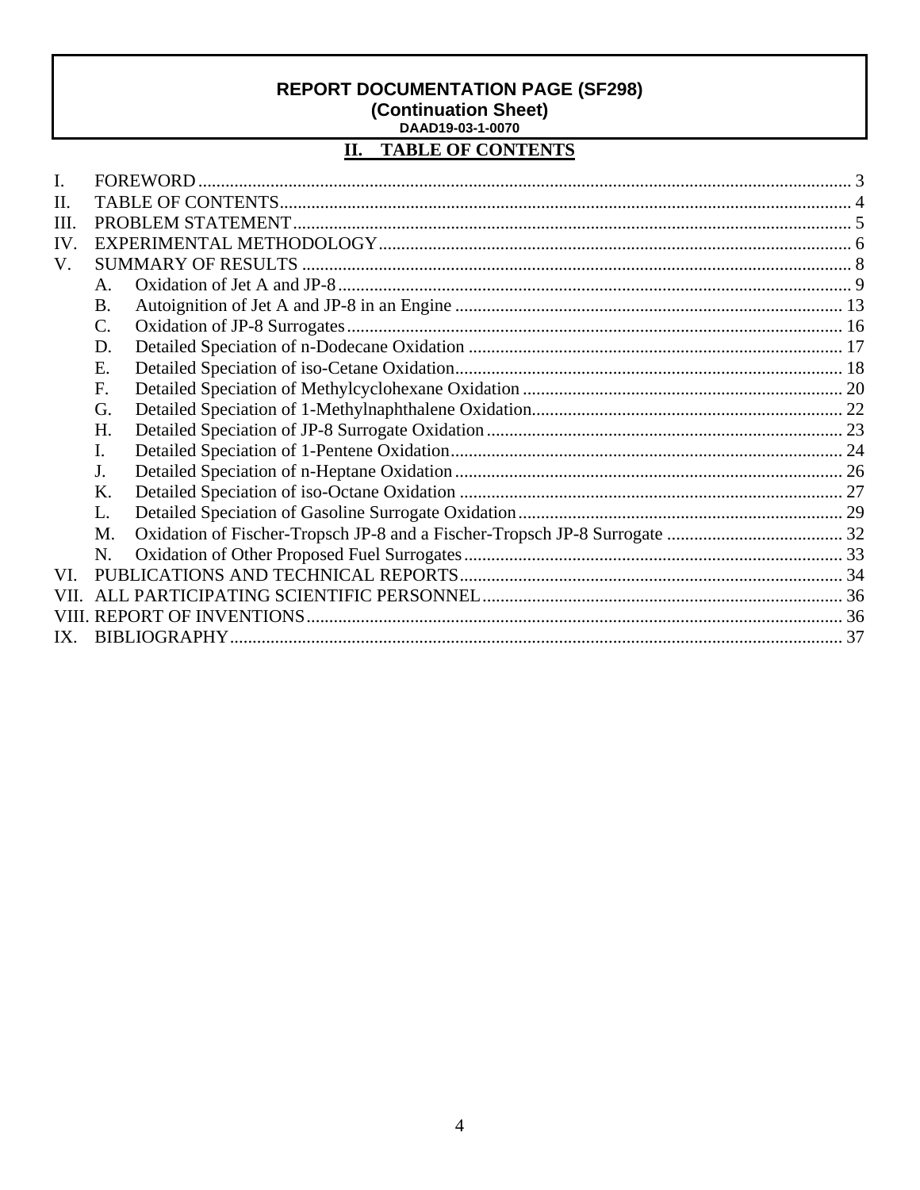**REPORT DOCUMENTATION PAGE (SF298)**
**(Continuation Sheet)**
**DAAD19-03-1-0070**

## II. TABLE OF CONTENTS

I. FOREWORD ... 3
II. TABLE OF CONTENTS ... 4
III. PROBLEM STATEMENT ... 5
IV. EXPERIMENTAL METHODOLOGY ... 6
V. SUMMARY OF RESULTS ... 8
- A. Oxidation of Jet A and JP-8 ... 9
- B. Autoignition of Jet A and JP-8 in an Engine ... 13
- C. Oxidation of JP-8 Surrogates ... 16
- D. Detailed Speciation of n-Dodecane Oxidation ... 17
- E. Detailed Speciation of iso-Cetane Oxidation ... 18
- F. Detailed Speciation of Methylcyclohexane Oxidation ... 20
- G. Detailed Speciation of 1-Methylnaphthalene Oxidation ... 22
- H. Detailed Speciation of JP-8 Surrogate Oxidation ... 23
- I. Detailed Speciation of 1-Pentene Oxidation ... 24
- J. Detailed Speciation of n-Heptane Oxidation ... 26
- K. Detailed Speciation of iso-Octane Oxidation ... 27
- L. Detailed Speciation of Gasoline Surrogate Oxidation ... 29
- M. Oxidation of Fischer-Tropsch JP-8 and a Fischer-Tropsch JP-8 Surrogate ... 32
- N. Oxidation of Other Proposed Fuel Surrogates ... 33

VI. PUBLICATIONS AND TECHNICAL REPORTS ... 34
VII. ALL PARTICIPATING SCIENTIFIC PERSONNEL ... 36
VIII. REPORT OF INVENTIONS ... 36
IX. BIBLIOGRAPHY ... 37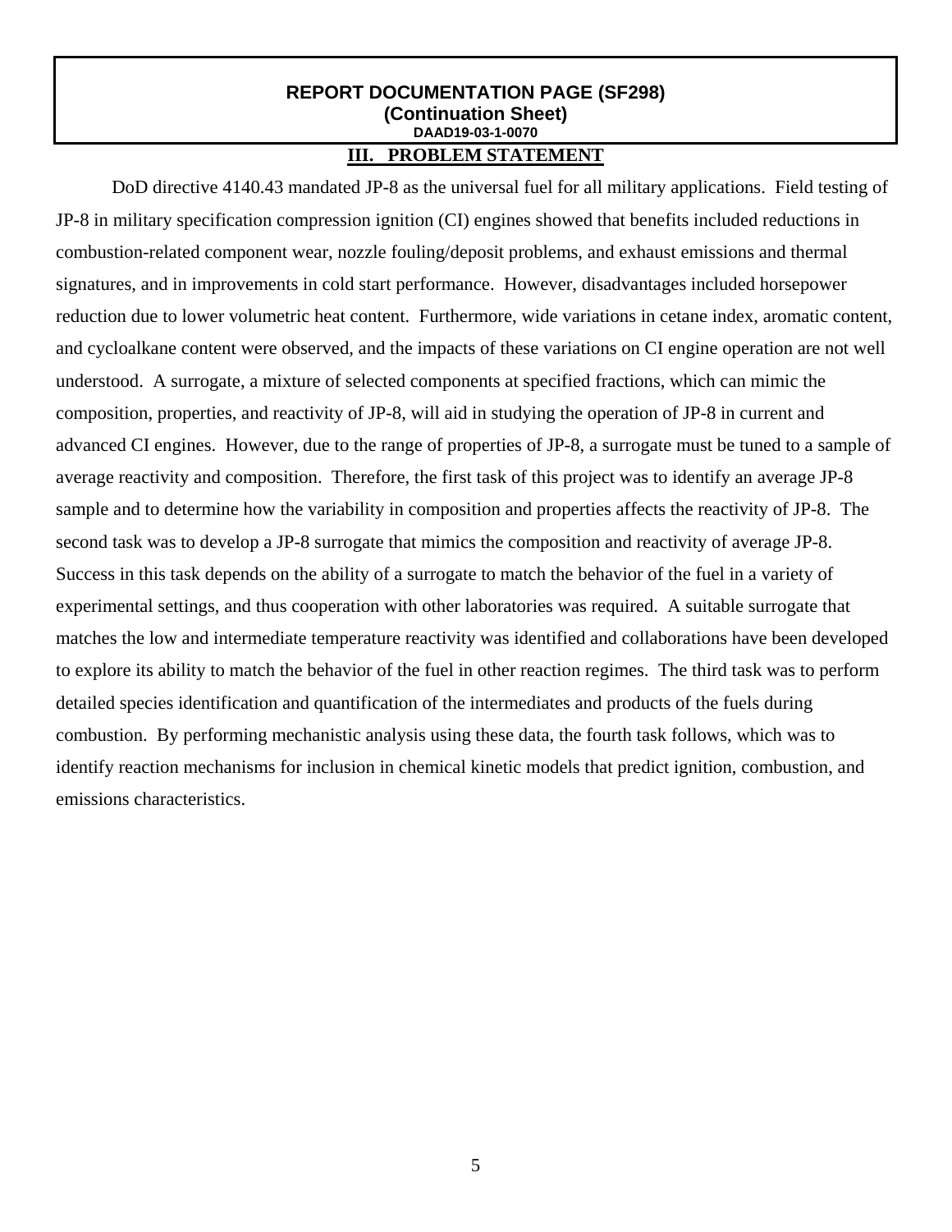**REPORT DOCUMENTATION PAGE (SF298)**
**(Continuation Sheet)**
**DAAD19-03-1-0070**

## III. PROBLEM STATEMENT

DoD directive 4140.43 mandated JP-8 as the universal fuel for all military applications. Field testing of JP-8 in military specification compression ignition (CI) engines showed that benefits included reductions in combustion-related component wear, nozzle fouling/deposit problems, and exhaust emissions and thermal signatures, and in improvements in cold start performance. However, disadvantages included horsepower reduction due to lower volumetric heat content. Furthermore, wide variations in cetane index, aromatic content, and cycloalkane content were observed, and the impacts of these variations on CI engine operation are not well understood. A surrogate, a mixture of selected components at specified fractions, which can mimic the composition, properties, and reactivity of JP-8, will aid in studying the operation of JP-8 in current and advanced CI engines. However, due to the range of properties of JP-8, a surrogate must be tuned to a sample of average reactivity and composition. Therefore, the first task of this project was to identify an average JP-8 sample and to determine how the variability in composition and properties affects the reactivity of JP-8. The second task was to develop a JP-8 surrogate that mimics the composition and reactivity of average JP-8. Success in this task depends on the ability of a surrogate to match the behavior of the fuel in a variety of experimental settings, and thus cooperation with other laboratories was required. A suitable surrogate that matches the low and intermediate temperature reactivity was identified and collaborations have been developed to explore its ability to match the behavior of the fuel in other reaction regimes. The third task was to perform detailed species identification and quantification of the intermediates and products of the fuels during combustion. By performing mechanistic analysis using these data, the fourth task follows, which was to identify reaction mechanisms for inclusion in chemical kinetic models that predict ignition, combustion, and emissions characteristics.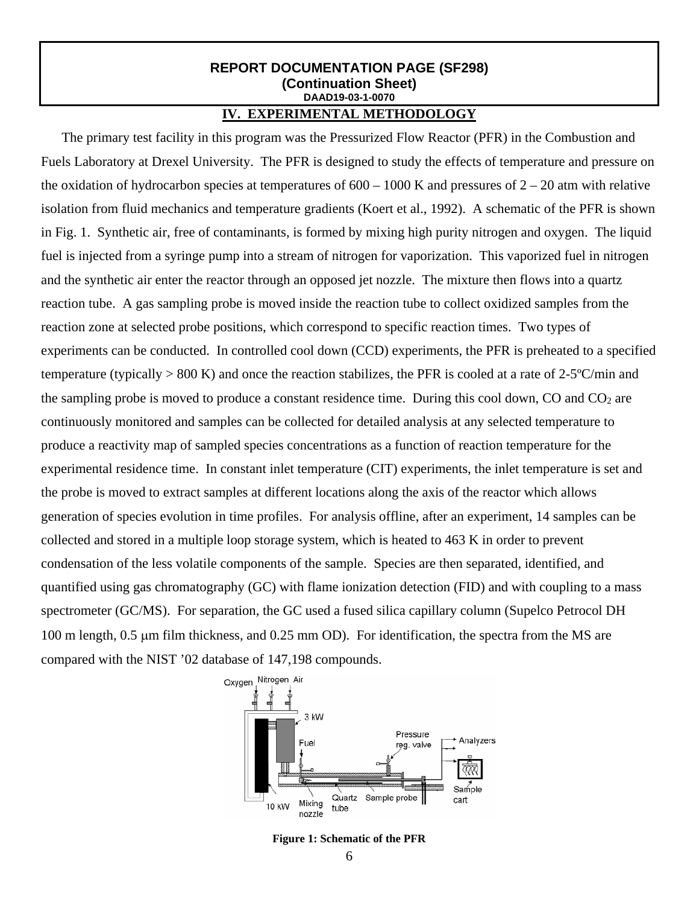**REPORT DOCUMENTATION PAGE (SF298)**
**(Continuation Sheet)**
**DAAD19-03-1-0070**

## IV. EXPERIMENTAL METHODOLOGY

The primary test facility in this program was the Pressurized Flow Reactor (PFR) in the Combustion and Fuels Laboratory at Drexel University. The PFR is designed to study the effects of temperature and pressure on the oxidation of hydrocarbon species at temperatures of 600 – 1000 K and pressures of 2 – 20 atm with relative isolation from fluid mechanics and temperature gradients (Koert et al., 1992). A schematic of the PFR is shown in Fig. 1. Synthetic air, free of contaminants, is formed by mixing high purity nitrogen and oxygen. The liquid fuel is injected from a syringe pump into a stream of nitrogen for vaporization. This vaporized fuel in nitrogen and the synthetic air enter the reactor through an opposed jet nozzle. The mixture then flows into a quartz reaction tube. A gas sampling probe is moved inside the reaction tube to collect oxidized samples from the reaction zone at selected probe positions, which correspond to specific reaction times. Two types of experiments can be conducted. In controlled cool down (CCD) experiments, the PFR is preheated to a specified temperature (typically > 800 K) and once the reaction stabilizes, the PFR is cooled at a rate of 2-5ºC/min and the sampling probe is moved to produce a constant residence time. During this cool down, CO and $CO_2$ are continuously monitored and samples can be collected for detailed analysis at any selected temperature to produce a reactivity map of sampled species concentrations as a function of reaction temperature for the experimental residence time. In constant inlet temperature (CIT) experiments, the inlet temperature is set and the probe is moved to extract samples at different locations along the axis of the reactor which allows generation of species evolution in time profiles. For analysis offline, after an experiment, 14 samples can be collected and stored in a multiple loop storage system, which is heated to 463 K in order to prevent condensation of the less volatile components of the sample. Species are then separated, identified, and quantified using gas chromatography (GC) with flame ionization detection (FID) and with coupling to a mass spectrometer (GC/MS). For separation, the GC used a fused silica capillary column (Supelco Petrocol DH 100 m length, 0.5 μm film thickness, and 0.25 mm OD). For identification, the spectra from the MS are compared with the NIST '02 database of 147,198 compounds.

**Figure 1: Schematic of the PFR**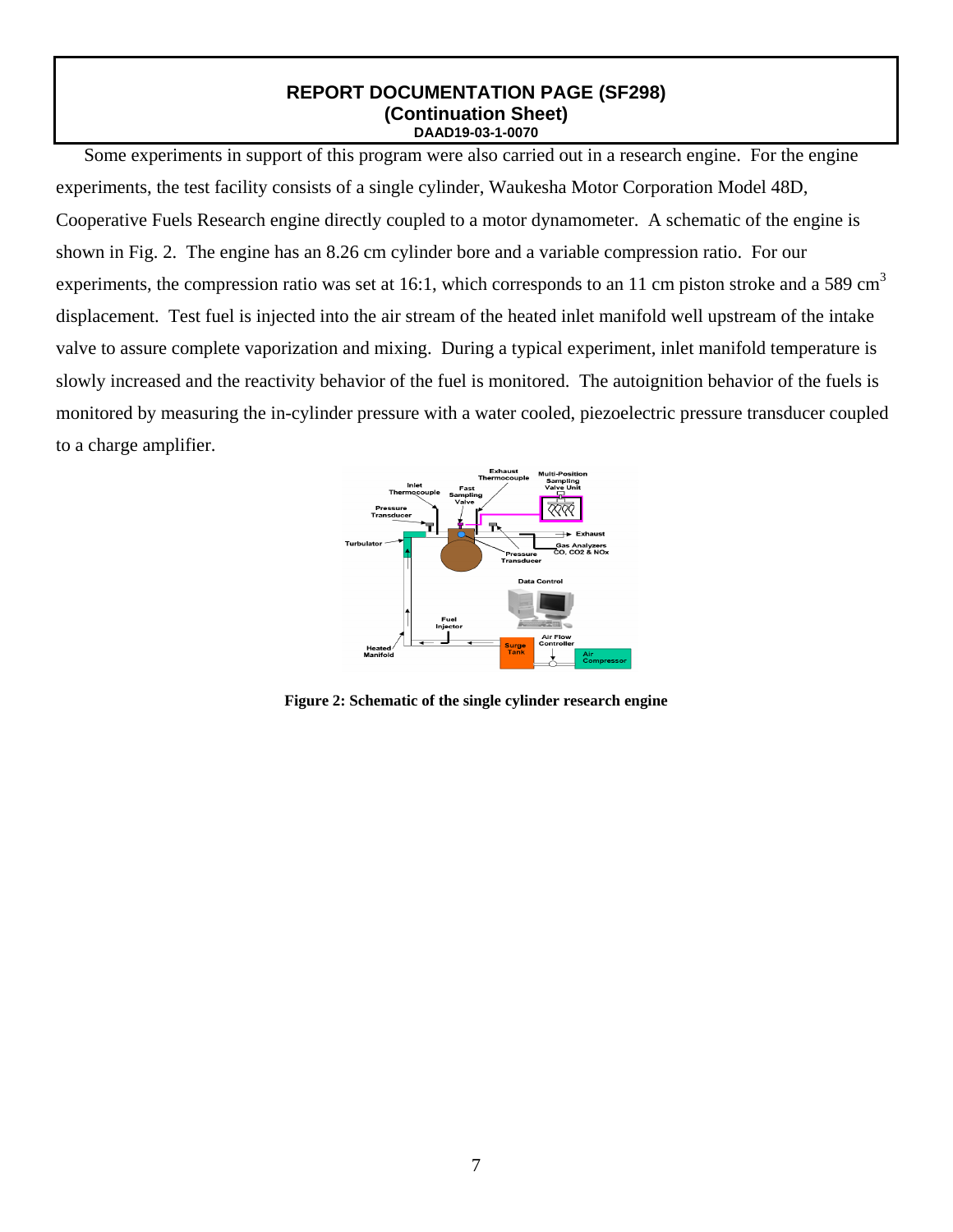**REPORT DOCUMENTATION PAGE (SF298)**
**(Continuation Sheet)**
**DAAD19-03-1-0070**

Some experiments in support of this program were also carried out in a research engine. For the engine experiments, the test facility consists of a single cylinder, Waukesha Motor Corporation Model 48D, Cooperative Fuels Research engine directly coupled to a motor dynamometer. A schematic of the engine is shown in Fig. 2. The engine has an 8.26 cm cylinder bore and a variable compression ratio. For our experiments, the compression ratio was set at 16:1, which corresponds to an 11 cm piston stroke and a 589 $cm^3$ displacement. Test fuel is injected into the air stream of the heated inlet manifold well upstream of the intake valve to assure complete vaporization and mixing. During a typical experiment, inlet manifold temperature is slowly increased and the reactivity behavior of the fuel is monitored. The autoignition behavior of the fuels is monitored by measuring the in-cylinder pressure with a water cooled, piezoelectric pressure transducer coupled to a charge amplifier.

**Figure 2: Schematic of the single cylinder research engine**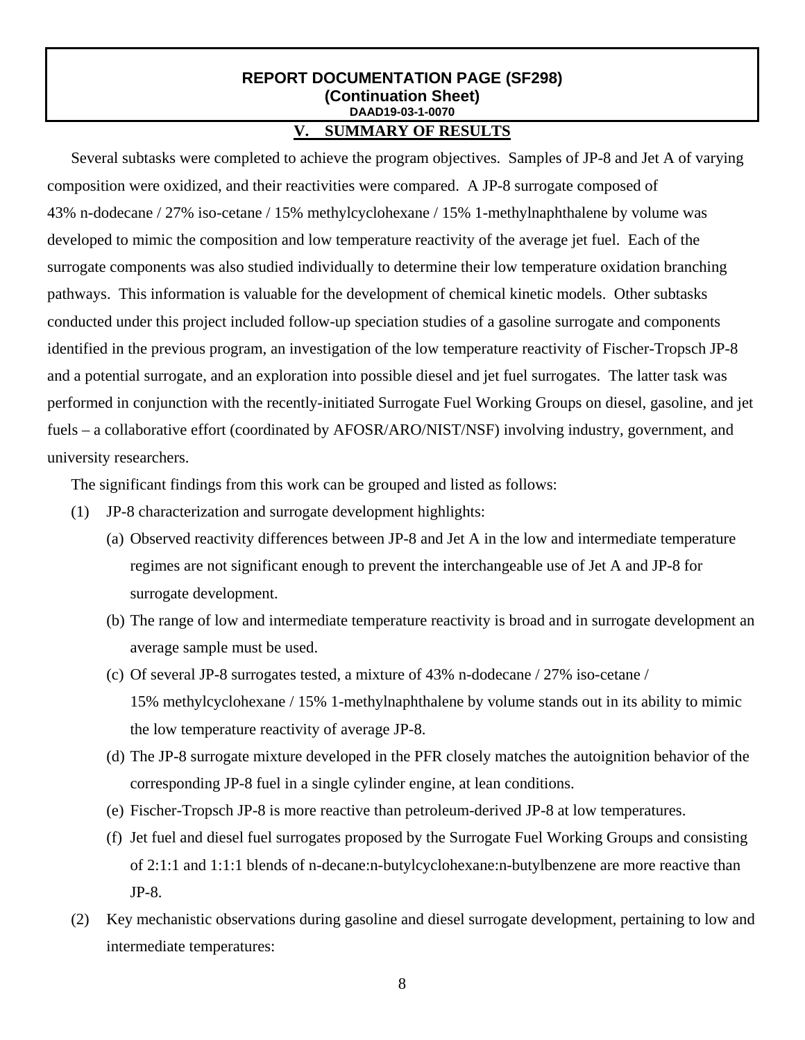**REPORT DOCUMENTATION PAGE (SF298)**
**(Continuation Sheet)**
**DAAD19-03-1-0070**

## V. SUMMARY OF RESULTS

Several subtasks were completed to achieve the program objectives. Samples of JP-8 and Jet A of varying composition were oxidized, and their reactivities were compared. A JP-8 surrogate composed of 43% n-dodecane / 27% iso-cetane / 15% methylcyclohexane / 15% 1-methylnaphthalene by volume was developed to mimic the composition and low temperature reactivity of the average jet fuel. Each of the surrogate components was also studied individually to determine their low temperature oxidation branching pathways. This information is valuable for the development of chemical kinetic models. Other subtasks conducted under this project included follow-up speciation studies of a gasoline surrogate and components identified in the previous program, an investigation of the low temperature reactivity of Fischer-Tropsch JP-8 and a potential surrogate, and an exploration into possible diesel and jet fuel surrogates. The latter task was performed in conjunction with the recently-initiated Surrogate Fuel Working Groups on diesel, gasoline, and jet fuels – a collaborative effort (coordinated by AFOSR/ARO/NIST/NSF) involving industry, government, and university researchers.

The significant findings from this work can be grouped and listed as follows:

(1) JP-8 characterization and surrogate development highlights:

   (a) Observed reactivity differences between JP-8 and Jet A in the low and intermediate temperature regimes are not significant enough to prevent the interchangeable use of Jet A and JP-8 for surrogate development.

   (b) The range of low and intermediate temperature reactivity is broad and in surrogate development an average sample must be used.

   (c) Of several JP-8 surrogates tested, a mixture of 43% n-dodecane / 27% iso-cetane / 15% methylcyclohexane / 15% 1-methylnaphthalene by volume stands out in its ability to mimic the low temperature reactivity of average JP-8.

   (d) The JP-8 surrogate mixture developed in the PFR closely matches the autoignition behavior of the corresponding JP-8 fuel in a single cylinder engine, at lean conditions.

   (e) Fischer-Tropsch JP-8 is more reactive than petroleum-derived JP-8 at low temperatures.

   (f) Jet fuel and diesel fuel surrogates proposed by the Surrogate Fuel Working Groups and consisting of 2:1:1 and 1:1:1 blends of n-decane:n-butylcyclohexane:n-butylbenzene are more reactive than JP-8.

(2) Key mechanistic observations during gasoline and diesel surrogate development, pertaining to low and intermediate temperatures: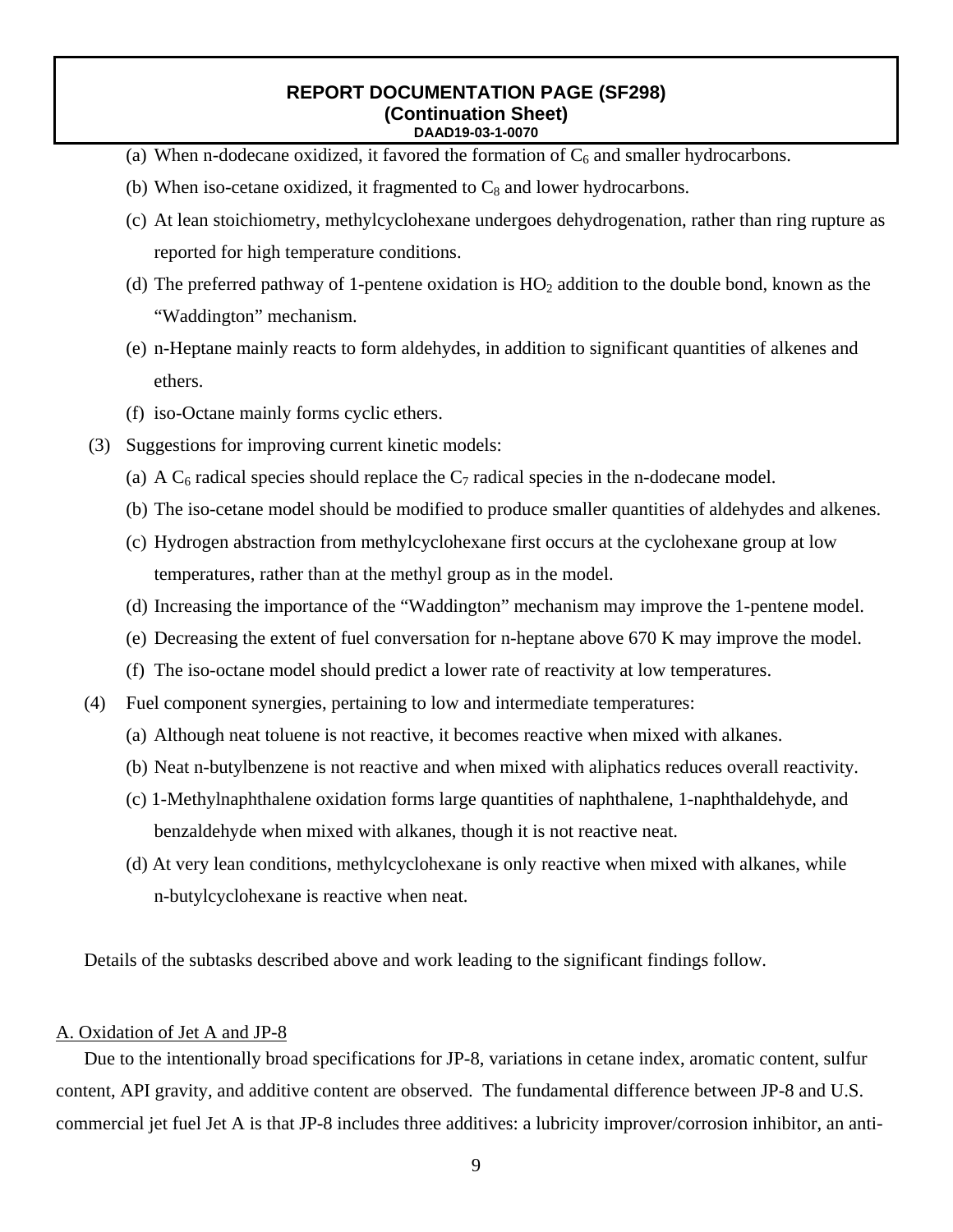(a) When n-dodecane oxidized, it favored the formation of $C_6$ and smaller hydrocarbons.

(b) When iso-cetane oxidized, it fragmented to $C_8$ and lower hydrocarbons.

(c) At lean stoichiometry, methylcyclohexane undergoes dehydrogenation, rather than ring rupture as reported for high temperature conditions.

(d) The preferred pathway of 1-pentene oxidation is $HO_2$ addition to the double bond, known as the "Waddington" mechanism.

(e) n-Heptane mainly reacts to form aldehydes, in addition to significant quantities of alkenes and ethers.

(f) iso-Octane mainly forms cyclic ethers.

(3) Suggestions for improving current kinetic models:

(a) A $C_6$ radical species should replace the $C_7$ radical species in the n-dodecane model.

(b) The iso-cetane model should be modified to produce smaller quantities of aldehydes and alkenes.

(c) Hydrogen abstraction from methylcyclohexane first occurs at the cyclohexane group at low temperatures, rather than at the methyl group as in the model.

(d) Increasing the importance of the "Waddington" mechanism may improve the 1-pentene model.

(e) Decreasing the extent of fuel conversation for n-heptane above 670 K may improve the model.

(f) The iso-octane model should predict a lower rate of reactivity at low temperatures.

(4) Fuel component synergies, pertaining to low and intermediate temperatures:

(a) Although neat toluene is not reactive, it becomes reactive when mixed with alkanes.

(b) Neat n-butylbenzene is not reactive and when mixed with aliphatics reduces overall reactivity.

(c) 1-Methylnaphthalene oxidation forms large quantities of naphthalene, 1-naphthaldehyde, and benzaldehyde when mixed with alkanes, though it is not reactive neat.

(d) At very lean conditions, methylcyclohexane is only reactive when mixed with alkanes, while n-butylcyclohexane is reactive when neat.

Details of the subtasks described above and work leading to the significant findings follow.

## A. Oxidation of Jet A and JP-8

Due to the intentionally broad specifications for JP-8, variations in cetane index, aromatic content, sulfur content, API gravity, and additive content are observed. The fundamental difference between JP-8 and U.S. commercial jet fuel Jet A is that JP-8 includes three additives: a lubricity improver/corrosion inhibitor, an anti-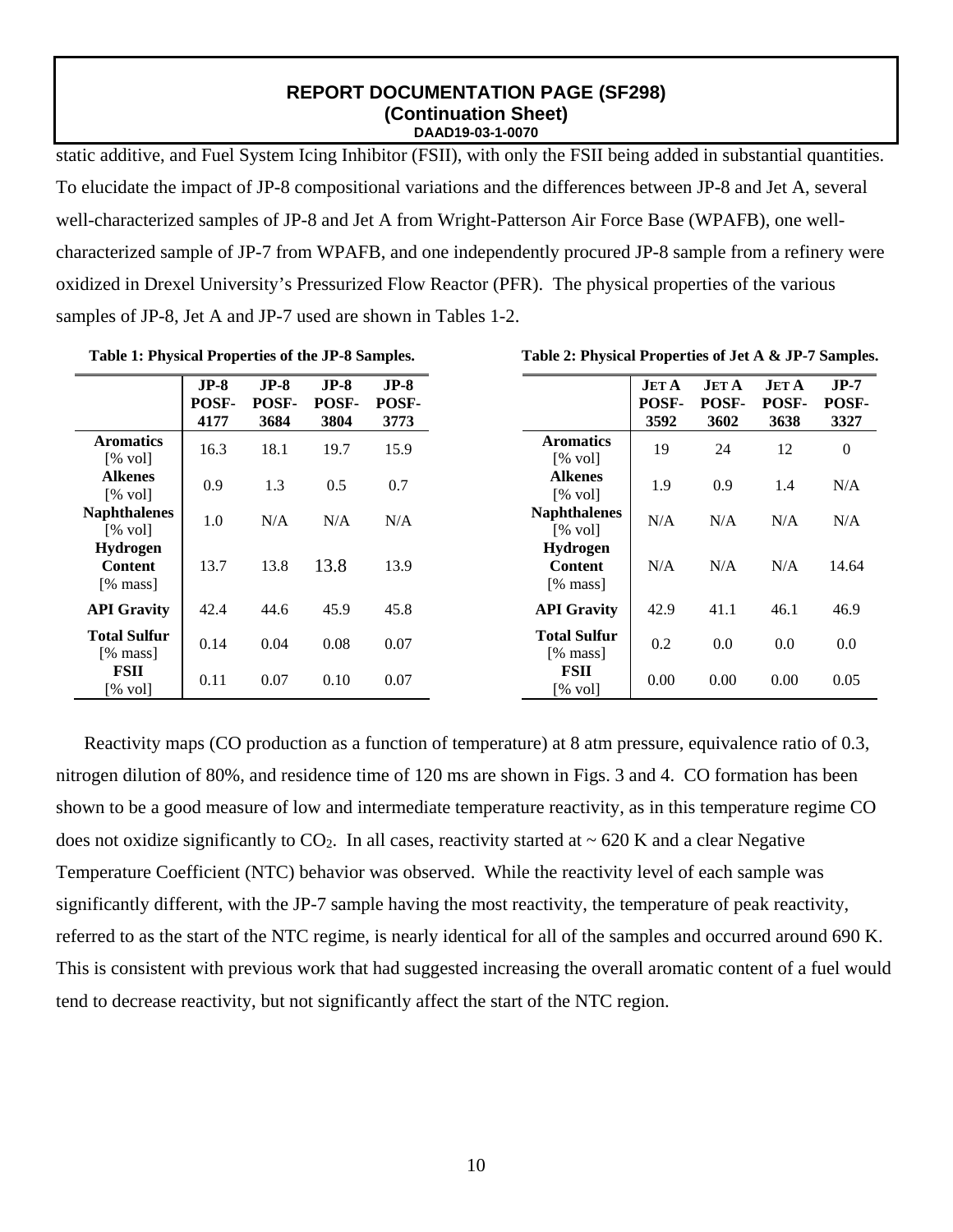static additive, and Fuel System Icing Inhibitor (FSII), with only the FSII being added in substantial quantities. To elucidate the impact of JP-8 compositional variations and the differences between JP-8 and Jet A, several well-characterized samples of JP-8 and Jet A from Wright-Patterson Air Force Base (WPAFB), one well-characterized sample of JP-7 from WPAFB, and one independently procured JP-8 sample from a refinery were oxidized in Drexel University's Pressurized Flow Reactor (PFR). The physical properties of the various samples of JP-8, Jet A and JP-7 used are shown in Tables 1-2.

**Table 1: Physical Properties of the JP-8 Samples.**

| | JP-8 POSF-4177 | JP-8 POSF-3684 | JP-8 POSF-3804 | JP-8 POSF-3773 |
|---|---|---|---|---|
| **Aromatics** [% vol] | 16.3 | 18.1 | 19.7 | 15.9 |
| **Alkenes** [% vol] | 0.9 | 1.3 | 0.5 | 0.7 |
| **Naphthalenes** [% vol] | 1.0 | N/A | N/A | N/A |
| **Hydrogen Content** [% mass] | 13.7 | 13.8 | 13.8 | 13.9 |
| **API Gravity** | 42.4 | 44.6 | 45.9 | 45.8 |
| **Total Sulfur** [% mass] | 0.14 | 0.04 | 0.08 | 0.07 |
| **FSII** [% vol] | 0.11 | 0.07 | 0.10 | 0.07 |

**Table 2: Physical Properties of Jet A & JP-7 Samples.**

| | Jet A POSF-3592 | Jet A POSF-3602 | Jet A POSF-3638 | JP-7 POSF-3327 |
|---|---|---|---|---|
| **Aromatics** [% vol] | 19 | 24 | 12 | 0 |
| **Alkenes** [% vol] | 1.9 | 0.9 | 1.4 | N/A |
| **Naphthalenes** [% vol] | N/A | N/A | N/A | N/A |
| **Hydrogen Content** [% mass] | N/A | N/A | N/A | 14.64 |
| **API Gravity** | 42.9 | 41.1 | 46.1 | 46.9 |
| **Total Sulfur** [% mass] | 0.2 | 0.0 | 0.0 | 0.0 |
| **FSII** [% vol] | 0.00 | 0.00 | 0.00 | 0.05 |

Reactivity maps (CO production as a function of temperature) at 8 atm pressure, equivalence ratio of 0.3, nitrogen dilution of 80%, and residence time of 120 ms are shown in Figs. 3 and 4. CO formation has been shown to be a good measure of low and intermediate temperature reactivity, as in this temperature regime CO does not oxidize significantly to $CO_2$. In all cases, reactivity started at ~ 620 K and a clear Negative Temperature Coefficient (NTC) behavior was observed. While the reactivity level of each sample was significantly different, with the JP-7 sample having the most reactivity, the temperature of peak reactivity, referred to as the start of the NTC regime, is nearly identical for all of the samples and occurred around 690 K. This is consistent with previous work that had suggested increasing the overall aromatic content of a fuel would tend to decrease reactivity, but not significantly affect the start of the NTC region.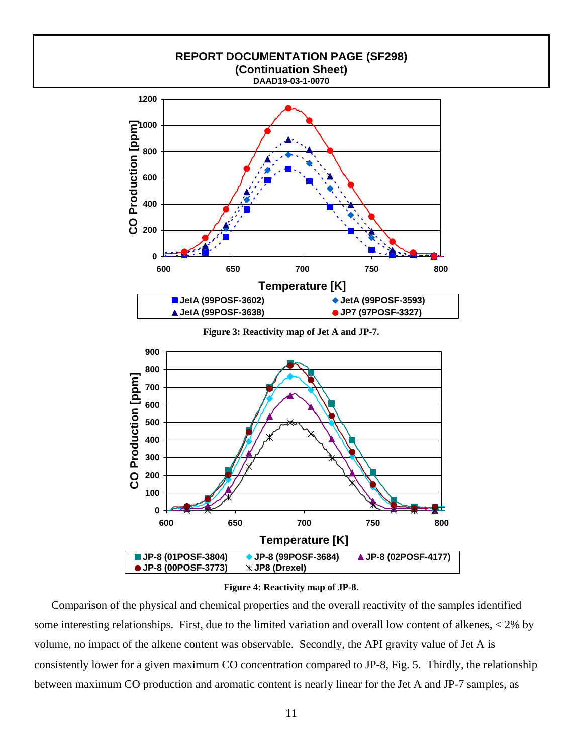# REPORT DOCUMENTATION PAGE (SF298)
## (Continuation Sheet)
**DAAD19-03-1-0070**

**Figure 3: Reactivity map of Jet A and JP-7.**

**Figure 4: Reactivity map of JP-8.**

Comparison of the physical and chemical properties and the overall reactivity of the samples identified some interesting relationships. First, due to the limited variation and overall low content of alkenes, < 2% by volume, no impact of the alkene content was observable. Secondly, the API gravity value of Jet A is consistently lower for a given maximum CO concentration compared to JP-8, Fig. 5. Thirdly, the relationship between maximum CO production and aromatic content is nearly linear for the Jet A and JP-7 samples, as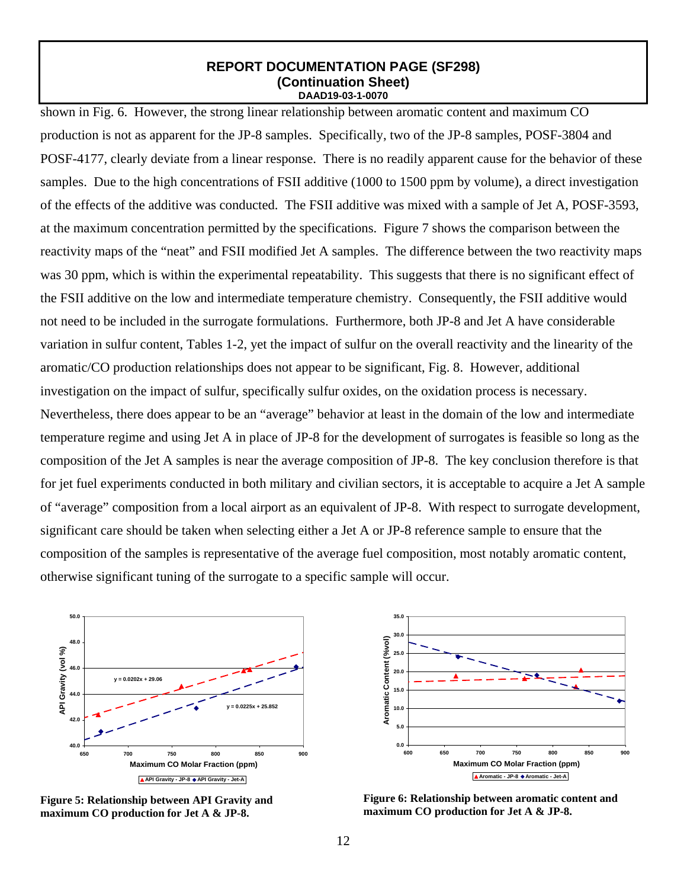shown in Fig. 6. However, the strong linear relationship between aromatic content and maximum CO production is not as apparent for the JP-8 samples. Specifically, two of the JP-8 samples, POSF-3804 and POSF-4177, clearly deviate from a linear response. There is no readily apparent cause for the behavior of these samples. Due to the high concentrations of FSII additive (1000 to 1500 ppm by volume), a direct investigation of the effects of the additive was conducted. The FSII additive was mixed with a sample of Jet A, POSF-3593, at the maximum concentration permitted by the specifications. Figure 7 shows the comparison between the reactivity maps of the "neat" and FSII modified Jet A samples. The difference between the two reactivity maps was 30 ppm, which is within the experimental repeatability. This suggests that there is no significant effect of the FSII additive on the low and intermediate temperature chemistry. Consequently, the FSII additive would not need to be included in the surrogate formulations. Furthermore, both JP-8 and Jet A have considerable variation in sulfur content, Tables 1-2, yet the impact of sulfur on the overall reactivity and the linearity of the aromatic/CO production relationships does not appear to be significant, Fig. 8. However, additional investigation on the impact of sulfur, specifically sulfur oxides, on the oxidation process is necessary. Nevertheless, there does appear to be an "average" behavior at least in the domain of the low and intermediate temperature regime and using Jet A in place of JP-8 for the development of surrogates is feasible so long as the composition of the Jet A samples is near the average composition of JP-8. The key conclusion therefore is that for jet fuel experiments conducted in both military and civilian sectors, it is acceptable to acquire a Jet A sample of "average" composition from a local airport as an equivalent of JP-8. With respect to surrogate development, significant care should be taken when selecting either a Jet A or JP-8 reference sample to ensure that the composition of the samples is representative of the average fuel composition, most notably aromatic content, otherwise significant tuning of the surrogate to a specific sample will occur.

**Figure 5: Relationship between API Gravity and maximum CO production for Jet A & JP-8.**

**Figure 6: Relationship between aromatic content and maximum CO production for Jet A & JP-8.**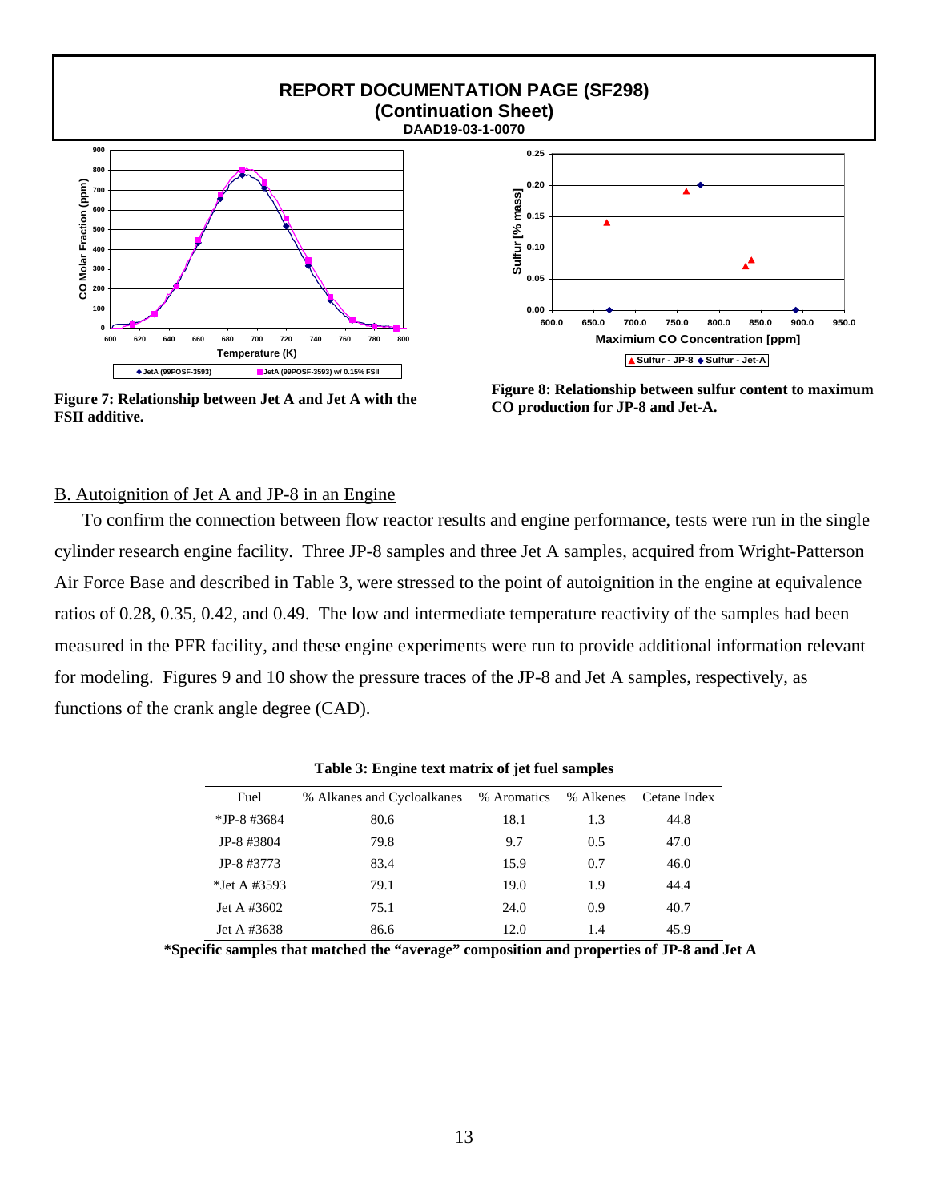# REPORT DOCUMENTATION PAGE (SF298)
## (Continuation Sheet)
**DAAD19-03-1-0070**

**Figure 7: Relationship between Jet A and Jet A with the FSII additive.**

**Figure 8: Relationship between sulfur content to maximum CO production for JP-8 and Jet-A.**

B. Autoignition of Jet A and JP-8 in an Engine

To confirm the connection between flow reactor results and engine performance, tests were run in the single cylinder research engine facility. Three JP-8 samples and three Jet A samples, acquired from Wright-Patterson Air Force Base and described in Table 3, were stressed to the point of autoignition in the engine at equivalence ratios of 0.28, 0.35, 0.42, and 0.49. The low and intermediate temperature reactivity of the samples had been measured in the PFR facility, and these engine experiments were run to provide additional information relevant for modeling. Figures 9 and 10 show the pressure traces of the JP-8 and Jet A samples, respectively, as functions of the crank angle degree (CAD).

**Table 3: Engine text matrix of jet fuel samples**

| Fuel | % Alkanes and Cycloalkanes | % Aromatics | % Alkenes | Cetane Index |
|---|---|---|---|---|
| *JP-8 #3684 | 80.6 | 18.1 | 1.3 | 44.8 |
| JP-8 #3804 | 79.8 | 9.7 | 0.5 | 47.0 |
| JP-8 #3773 | 83.4 | 15.9 | 0.7 | 46.0 |
| *Jet A #3593 | 79.1 | 19.0 | 1.9 | 44.4 |
| Jet A #3602 | 75.1 | 24.0 | 0.9 | 40.7 |
| Jet A #3638 | 86.6 | 12.0 | 1.4 | 45.9 |

**\*Specific samples that matched the "average" composition and properties of JP-8 and Jet A**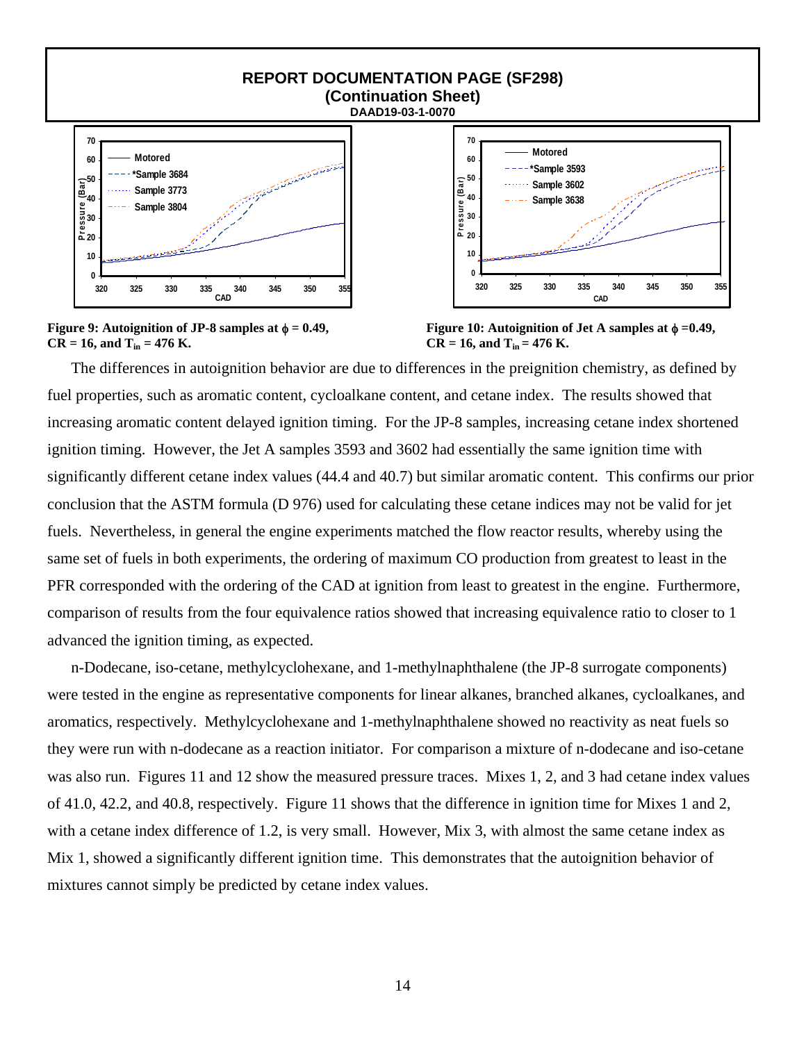## REPORT DOCUMENTATION PAGE (SF298)
### (Continuation Sheet)
**DAAD19-03-1-0070**

**Figure 9: Autoignition of JP-8 samples at $\phi = 0.49$, CR = 16, and $T_{in} = 476$ K.**

**Figure 10: Autoignition of Jet A samples at $\phi = 0.49$, CR = 16, and $T_{in} = 476$ K.**

The differences in autoignition behavior are due to differences in the preignition chemistry, as defined by fuel properties, such as aromatic content, cycloalkane content, and cetane index. The results showed that increasing aromatic content delayed ignition timing. For the JP-8 samples, increasing cetane index shortened ignition timing. However, the Jet A samples 3593 and 3602 had essentially the same ignition time with significantly different cetane index values (44.4 and 40.7) but similar aromatic content. This confirms our prior conclusion that the ASTM formula (D 976) used for calculating these cetane indices may not be valid for jet fuels. Nevertheless, in general the engine experiments matched the flow reactor results, whereby using the same set of fuels in both experiments, the ordering of maximum CO production from greatest to least in the PFR corresponded with the ordering of the CAD at ignition from least to greatest in the engine. Furthermore, comparison of results from the four equivalence ratios showed that increasing equivalence ratio to closer to 1 advanced the ignition timing, as expected.

n-Dodecane, iso-cetane, methylcyclohexane, and 1-methylnaphthalene (the JP-8 surrogate components) were tested in the engine as representative components for linear alkanes, branched alkanes, cycloalkanes, and aromatics, respectively. Methylcyclohexane and 1-methylnaphthalene showed no reactivity as neat fuels so they were run with n-dodecane as a reaction initiator. For comparison a mixture of n-dodecane and iso-cetane was also run. Figures 11 and 12 show the measured pressure traces. Mixes 1, 2, and 3 had cetane index values of 41.0, 42.2, and 40.8, respectively. Figure 11 shows that the difference in ignition time for Mixes 1 and 2, with a cetane index difference of 1.2, is very small. However, Mix 3, with almost the same cetane index as Mix 1, showed a significantly different ignition time. This demonstrates that the autoignition behavior of mixtures cannot simply be predicted by cetane index values.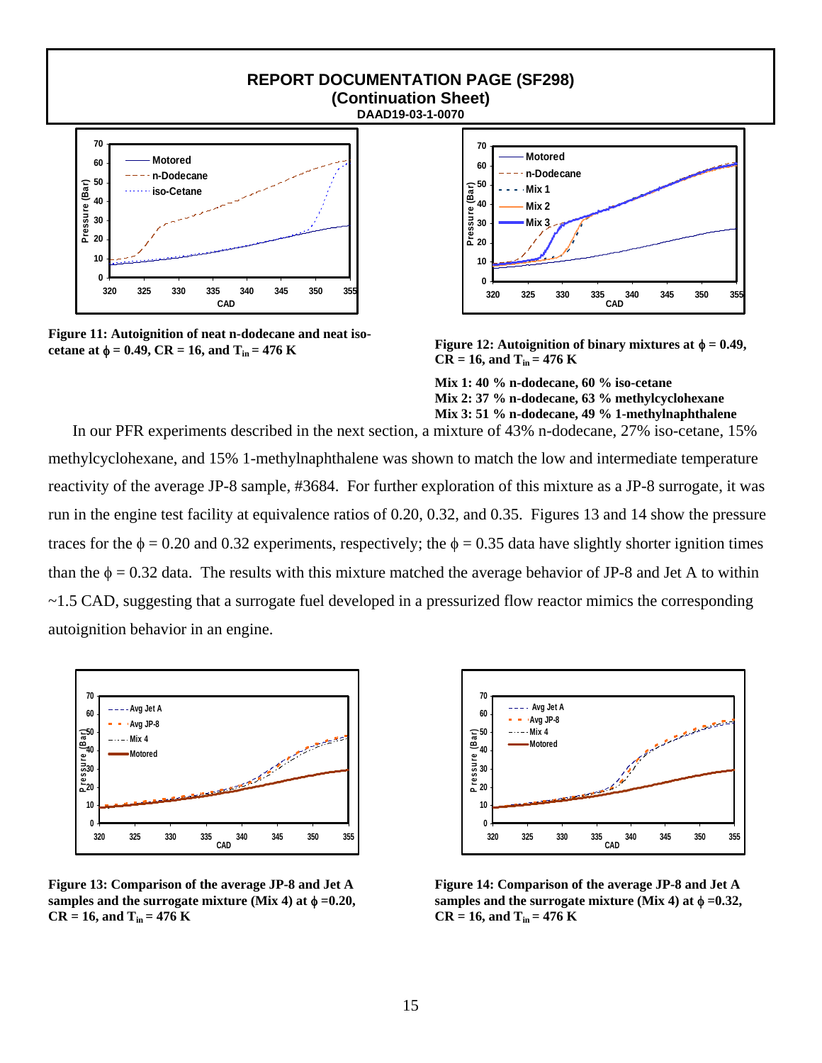## REPORT DOCUMENTATION PAGE (SF298)
### (Continuation Sheet)
**DAAD19-03-1-0070**

**Figure 11: Autoignition of neat n-dodecane and neat iso-cetane at $\phi$ = 0.49, CR = 16, and $T_{in}$ = 476 K**

**Figure 12: Autoignition of binary mixtures at $\phi$ = 0.49, CR = 16, and $T_{in}$ = 476 K**

**Mix 1: 40 % n-dodecane, 60 % iso-cetane**
**Mix 2: 37 % n-dodecane, 63 % methylcyclohexane**
**Mix 3: 51 % n-dodecane, 49 % 1-methylnaphthalene**

In our PFR experiments described in the next section, a mixture of 43% n-dodecane, 27% iso-cetane, 15% methylcyclohexane, and 15% 1-methylnaphthalene was shown to match the low and intermediate temperature reactivity of the average JP-8 sample, #3684. For further exploration of this mixture as a JP-8 surrogate, it was run in the engine test facility at equivalence ratios of 0.20, 0.32, and 0.35. Figures 13 and 14 show the pressure traces for the $\phi$ = 0.20 and 0.32 experiments, respectively; the $\phi$ = 0.35 data have slightly shorter ignition times than the $\phi$ = 0.32 data. The results with this mixture matched the average behavior of JP-8 and Jet A to within ~1.5 CAD, suggesting that a surrogate fuel developed in a pressurized flow reactor mimics the corresponding autoignition behavior in an engine.

**Figure 13: Comparison of the average JP-8 and Jet A samples and the surrogate mixture (Mix 4) at $\phi$ =0.20, CR = 16, and $T_{in}$ = 476 K**

**Figure 14: Comparison of the average JP-8 and Jet A samples and the surrogate mixture (Mix 4) at $\phi$ =0.32, CR = 16, and $T_{in}$ = 476 K**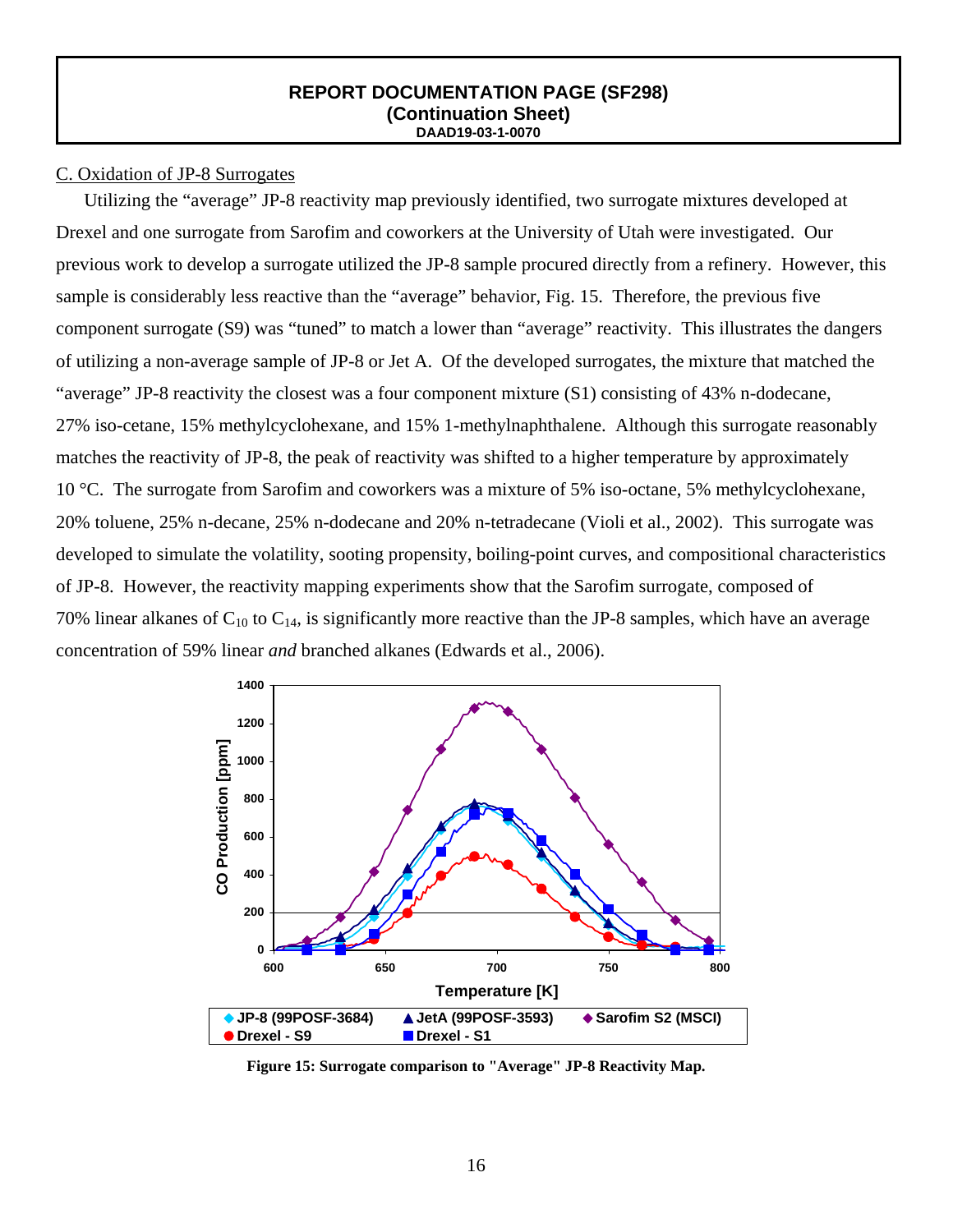C. Oxidation of JP-8 Surrogates

Utilizing the "average" JP-8 reactivity map previously identified, two surrogate mixtures developed at Drexel and one surrogate from Sarofim and coworkers at the University of Utah were investigated. Our previous work to develop a surrogate utilized the JP-8 sample procured directly from a refinery. However, this sample is considerably less reactive than the "average" behavior, Fig. 15. Therefore, the previous five component surrogate (S9) was "tuned" to match a lower than "average" reactivity. This illustrates the dangers of utilizing a non-average sample of JP-8 or Jet A. Of the developed surrogates, the mixture that matched the "average" JP-8 reactivity the closest was a four component mixture (S1) consisting of 43% n-dodecane, 27% iso-cetane, 15% methylcyclohexane, and 15% 1-methylnaphthalene. Although this surrogate reasonably matches the reactivity of JP-8, the peak of reactivity was shifted to a higher temperature by approximately 10 °C. The surrogate from Sarofim and coworkers was a mixture of 5% iso-octane, 5% methylcyclohexane, 20% toluene, 25% n-decane, 25% n-dodecane and 20% n-tetradecane (Violi et al., 2002). This surrogate was developed to simulate the volatility, sooting propensity, boiling-point curves, and compositional characteristics of JP-8. However, the reactivity mapping experiments show that the Sarofim surrogate, composed of 70% linear alkanes of $C_{10}$ to $C_{14}$, is significantly more reactive than the JP-8 samples, which have an average concentration of 59% linear *and* branched alkanes (Edwards et al., 2006).

**Figure 15: Surrogate comparison to "Average" JP-8 Reactivity Map.**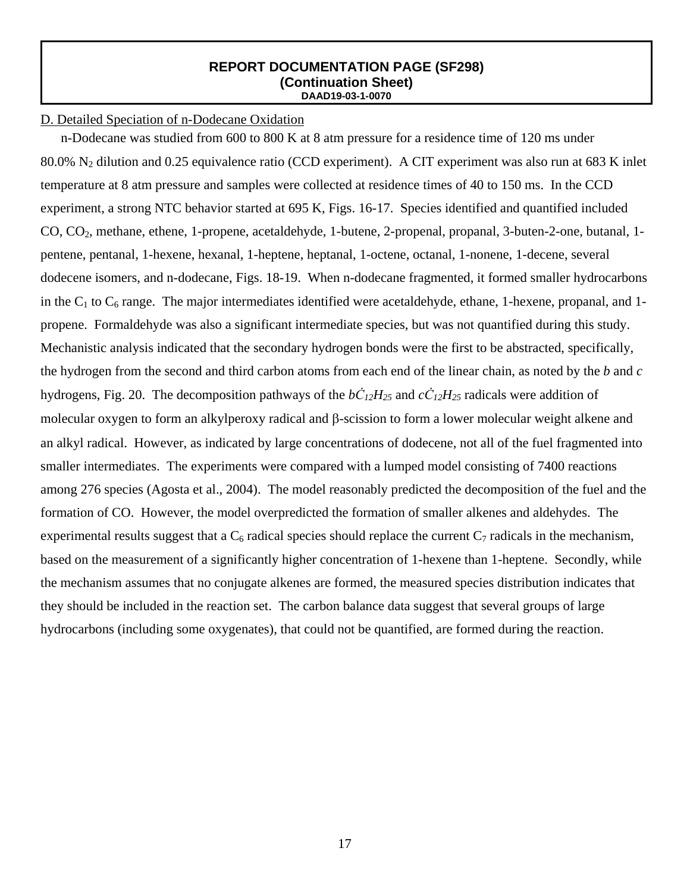**REPORT DOCUMENTATION PAGE (SF298)**
**(Continuation Sheet)**
**DAAD19-03-1-0070**

D. Detailed Speciation of n-Dodecane Oxidation

n-Dodecane was studied from 600 to 800 K at 8 atm pressure for a residence time of 120 ms under 80.0% $N_2$ dilution and 0.25 equivalence ratio (CCD experiment). A CIT experiment was also run at 683 K inlet temperature at 8 atm pressure and samples were collected at residence times of 40 to 150 ms. In the CCD experiment, a strong NTC behavior started at 695 K, Figs. 16-17. Species identified and quantified included CO, $CO_2$, methane, ethene, 1-propene, acetaldehyde, 1-butene, 2-propenal, propanal, 3-buten-2-one, butanal, 1-pentene, pentanal, 1-hexene, hexanal, 1-heptene, heptanal, 1-octene, octanal, 1-nonene, 1-decene, several dodecene isomers, and n-dodecane, Figs. 18-19. When n-dodecane fragmented, it formed smaller hydrocarbons in the $C_1$ to $C_6$ range. The major intermediates identified were acetaldehyde, ethane, 1-hexene, propanal, and 1-propene. Formaldehyde was also a significant intermediate species, but was not quantified during this study. Mechanistic analysis indicated that the secondary hydrogen bonds were the first to be abstracted, specifically, the hydrogen from the second and third carbon atoms from each end of the linear chain, as noted by the *b* and *c* hydrogens, Fig. 20. The decomposition pathways of the $b\dot{C}_{12}H_{25}$ and $c\dot{C}_{12}H_{25}$ radicals were addition of molecular oxygen to form an alkylperoxy radical and β-scission to form a lower molecular weight alkene and an alkyl radical. However, as indicated by large concentrations of dodecene, not all of the fuel fragmented into smaller intermediates. The experiments were compared with a lumped model consisting of 7400 reactions among 276 species (Agosta et al., 2004). The model reasonably predicted the decomposition of the fuel and the formation of CO. However, the model overpredicted the formation of smaller alkenes and aldehydes. The experimental results suggest that a $C_6$ radical species should replace the current $C_7$ radicals in the mechanism, based on the measurement of a significantly higher concentration of 1-hexene than 1-heptene. Secondly, while the mechanism assumes that no conjugate alkenes are formed, the measured species distribution indicates that they should be included in the reaction set. The carbon balance data suggest that several groups of large hydrocarbons (including some oxygenates), that could not be quantified, are formed during the reaction.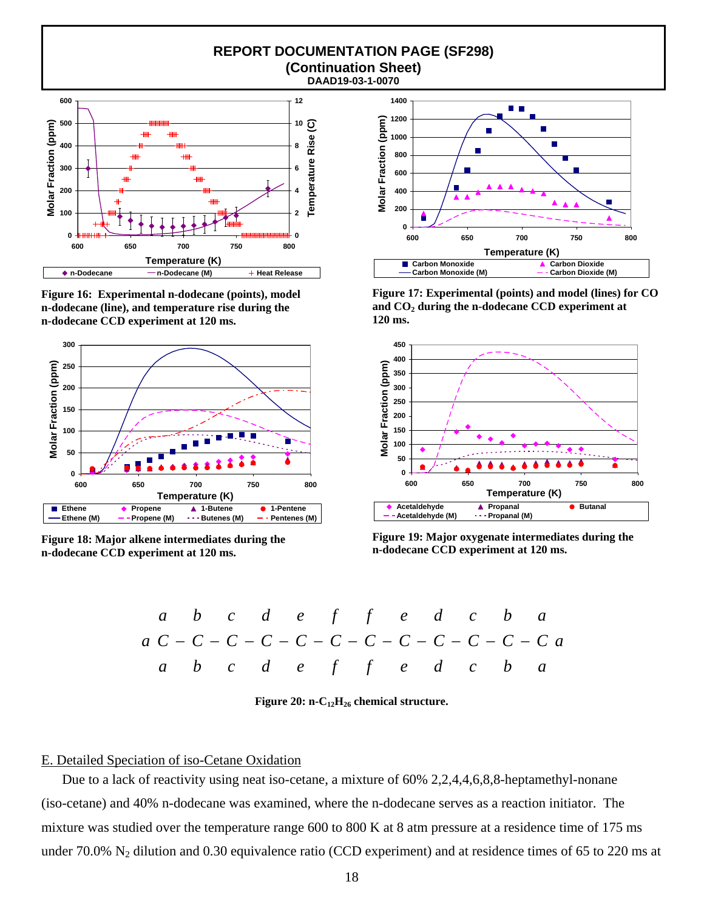## REPORT DOCUMENTATION PAGE (SF298)
## (Continuation Sheet)
**DAAD19-03-1-0070**

**Figure 16: Experimental n-dodecane (points), model n-dodecane (line), and temperature rise during the n-dodecane CCD experiment at 120 ms.**

**Figure 17: Experimental (points) and model (lines) for CO and $CO_2$ during the n-dodecane CCD experiment at 120 ms.**

**Figure 18: Major alkene intermediates during the n-dodecane CCD experiment at 120 ms.**

**Figure 19: Major oxygenate intermediates during the n-dodecane CCD experiment at 120 ms.**

$$
\begin{array}{ccccccccccccc}
 & a & b & c & d & e & f & f & e & d & c & b & a \\
a & C- & C- & C- & C- & C- & C- & C- & C- & C- & C- & C- & C & a \\
 & a & b & c & d & e & f & f & e & d & c & b & a
\end{array}
$$

**Figure 20: n-$C_{12}H_{26}$ chemical structure.**

E. Detailed Speciation of iso-Cetane Oxidation

Due to a lack of reactivity using neat iso-cetane, a mixture of 60% 2,2,4,4,6,8,8-heptamethyl-nonane (iso-cetane) and 40% n-dodecane was examined, where the n-dodecane serves as a reaction initiator. The mixture was studied over the temperature range 600 to 800 K at 8 atm pressure at a residence time of 175 ms under 70.0% $N_2$ dilution and 0.30 equivalence ratio (CCD experiment) and at residence times of 65 to 220 ms at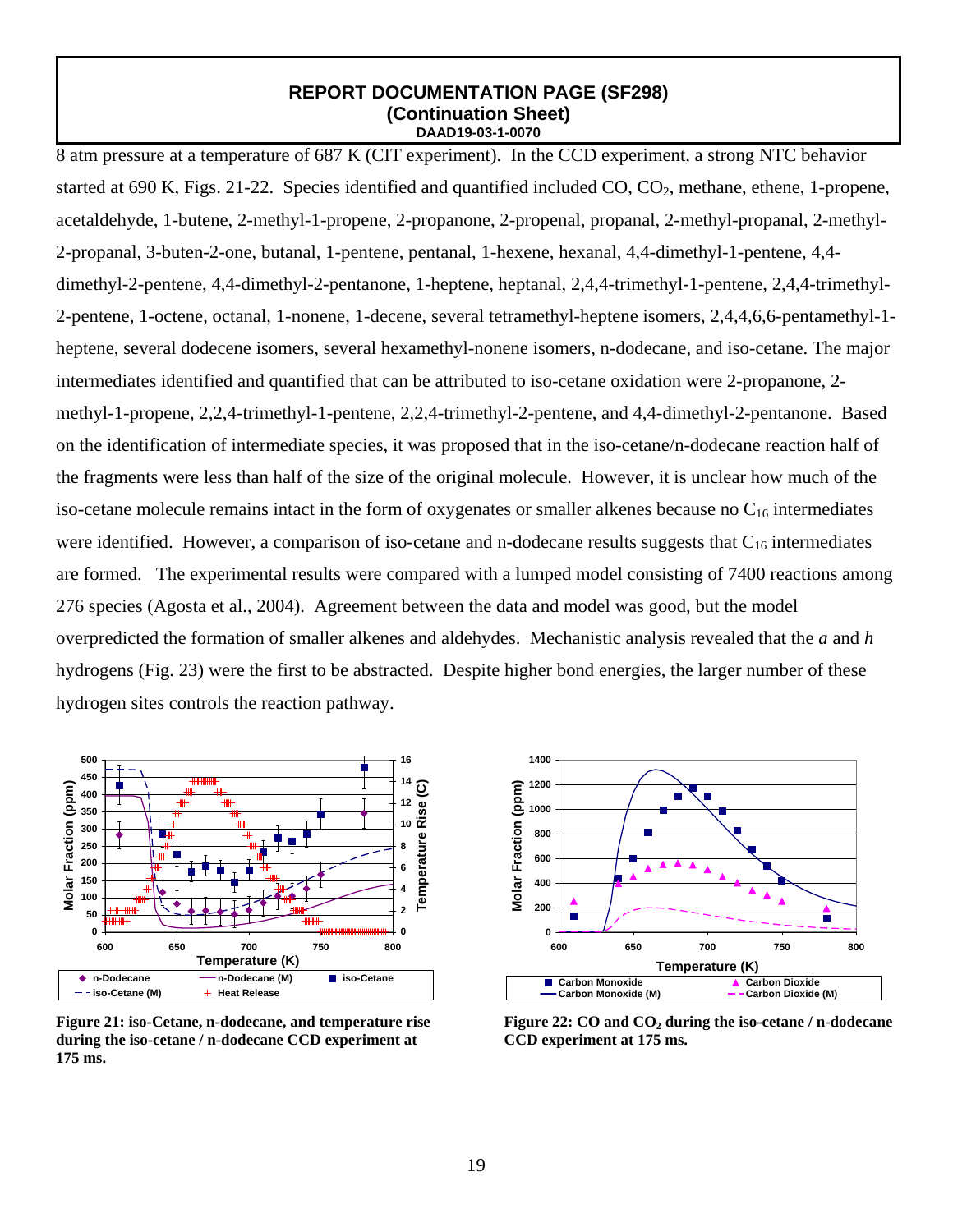8 atm pressure at a temperature of 687 K (CIT experiment). In the CCD experiment, a strong NTC behavior started at 690 K, Figs. 21-22. Species identified and quantified included CO, $CO_2$, methane, ethene, 1-propene, acetaldehyde, 1-butene, 2-methyl-1-propene, 2-propanone, 2-propenal, propanal, 2-methyl-propanal, 2-methyl-2-propanal, 3-buten-2-one, butanal, 1-pentene, pentanal, 1-hexene, hexanal, 4,4-dimethyl-1-pentene, 4,4-dimethyl-2-pentene, 4,4-dimethyl-2-pentanone, 1-heptene, heptanal, 2,4,4-trimethyl-1-pentene, 2,4,4-trimethyl-2-pentene, 1-octene, octanal, 1-nonene, 1-decene, several tetramethyl-heptene isomers, 2,4,4,6,6-pentamethyl-1-heptene, several dodecene isomers, several hexamethyl-nonene isomers, n-dodecane, and iso-cetane. The major intermediates identified and quantified that can be attributed to iso-cetane oxidation were 2-propanone, 2-methyl-1-propene, 2,2,4-trimethyl-1-pentene, 2,2,4-trimethyl-2-pentene, and 4,4-dimethyl-2-pentanone. Based on the identification of intermediate species, it was proposed that in the iso-cetane/n-dodecane reaction half of the fragments were less than half of the size of the original molecule. However, it is unclear how much of the iso-cetane molecule remains intact in the form of oxygenates or smaller alkenes because no $C_{16}$ intermediates were identified. However, a comparison of iso-cetane and n-dodecane results suggests that $C_{16}$ intermediates are formed. The experimental results were compared with a lumped model consisting of 7400 reactions among 276 species (Agosta et al., 2004). Agreement between the data and model was good, but the model overpredicted the formation of smaller alkenes and aldehydes. Mechanistic analysis revealed that the *a* and *h* hydrogens (Fig. 23) were the first to be abstracted. Despite higher bond energies, the larger number of these hydrogen sites controls the reaction pathway.

**Figure 21: iso-Cetane, n-dodecane, and temperature rise during the iso-cetane / n-dodecane CCD experiment at 175 ms.**

**Figure 22: CO and $CO_2$ during the iso-cetane / n-dodecane CCD experiment at 175 ms.**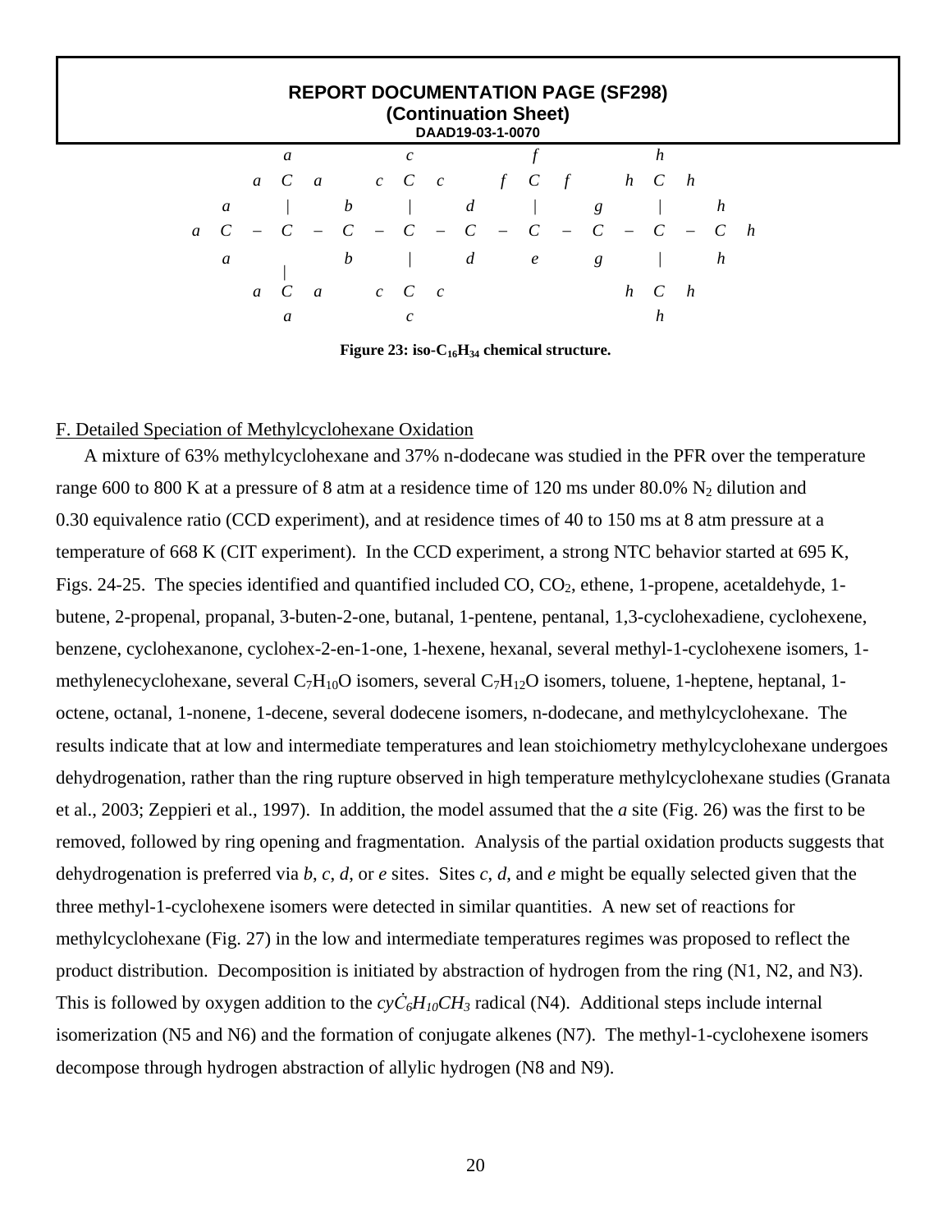```
          a           c           f           h
        a C a       c C c       f C f       h C h
    a     |     b     |     d     |     g     |     h
  a C  –  C  –  C  –  C  –  C  –  C  –  C  –  C  –  C  h
    a     |     b     |     d     e     g     |     h
        a C a       c C c                   h C h
          a           c                       h
```

**Figure 23: iso-$C_{16}H_{34}$ chemical structure.**

F. Detailed Speciation of Methylcyclohexane Oxidation

A mixture of 63% methylcyclohexane and 37% n-dodecane was studied in the PFR over the temperature range 600 to 800 K at a pressure of 8 atm at a residence time of 120 ms under 80.0% $N_2$ dilution and 0.30 equivalence ratio (CCD experiment), and at residence times of 40 to 150 ms at 8 atm pressure at a temperature of 668 K (CIT experiment). In the CCD experiment, a strong NTC behavior started at 695 K, Figs. 24-25. The species identified and quantified included CO, $CO_2$, ethene, 1-propene, acetaldehyde, 1-butene, 2-propenal, propanal, 3-buten-2-one, butanal, 1-pentene, pentanal, 1,3-cyclohexadiene, cyclohexene, benzene, cyclohexanone, cyclohex-2-en-1-one, 1-hexene, hexanal, several methyl-1-cyclohexene isomers, 1-methylenecyclohexane, several $C_7H_{10}O$ isomers, several $C_7H_{12}O$ isomers, toluene, 1-heptene, heptanal, 1-octene, octanal, 1-nonene, 1-decene, several dodecene isomers, n-dodecane, and methylcyclohexane. The results indicate that at low and intermediate temperatures and lean stoichiometry methylcyclohexane undergoes dehydrogenation, rather than the ring rupture observed in high temperature methylcyclohexane studies (Granata et al., 2003; Zeppieri et al., 1997). In addition, the model assumed that the *a* site (Fig. 26) was the first to be removed, followed by ring opening and fragmentation. Analysis of the partial oxidation products suggests that dehydrogenation is preferred via *b*, *c*, *d*, or *e* sites. Sites *c*, *d*, and *e* might be equally selected given that the three methyl-1-cyclohexene isomers were detected in similar quantities. A new set of reactions for methylcyclohexane (Fig. 27) in the low and intermediate temperatures regimes was proposed to reflect the product distribution. Decomposition is initiated by abstraction of hydrogen from the ring (N1, N2, and N3). This is followed by oxygen addition to the $cy\dot{C}_6H_{10}CH_3$ radical (N4). Additional steps include internal isomerization (N5 and N6) and the formation of conjugate alkenes (N7). The methyl-1-cyclohexene isomers decompose through hydrogen abstraction of allylic hydrogen (N8 and N9).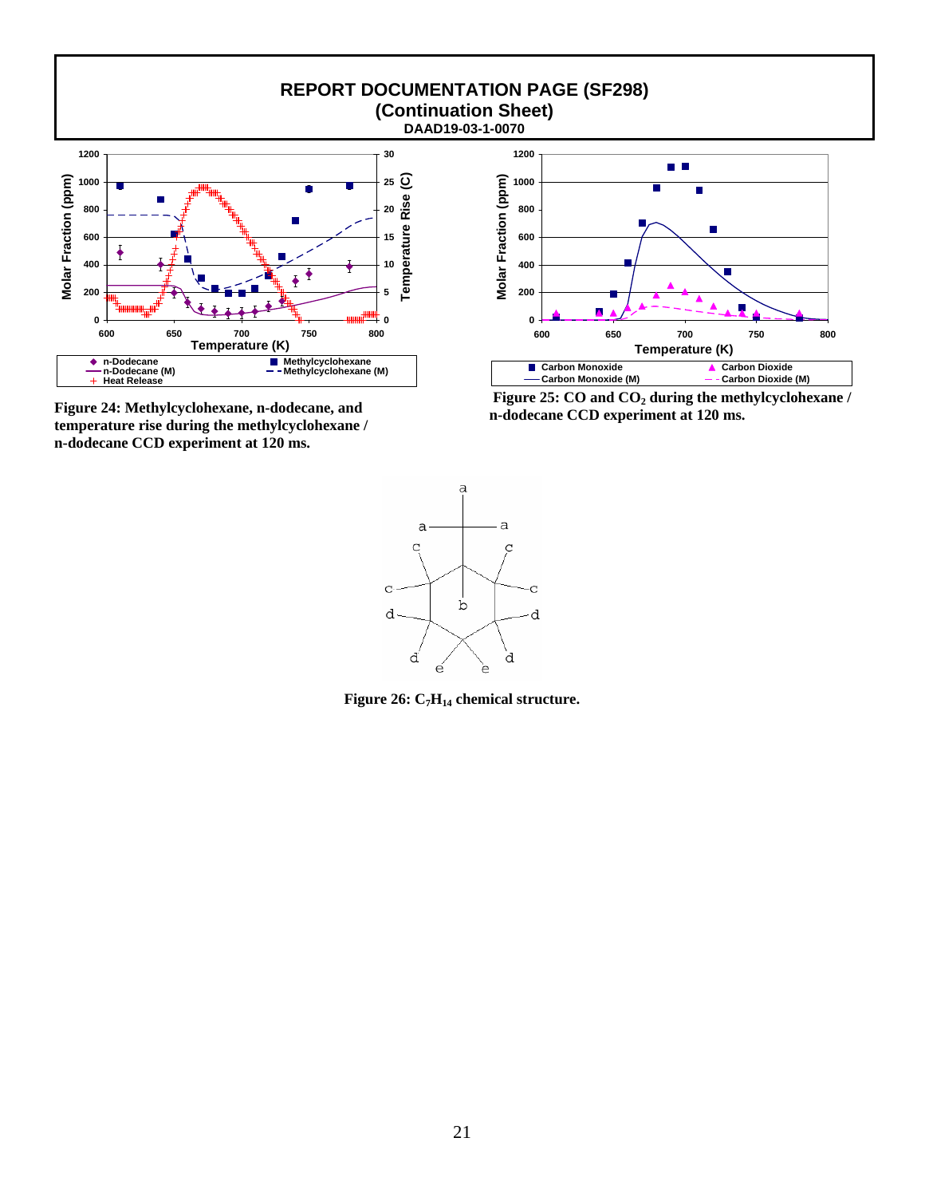## REPORT DOCUMENTATION PAGE (SF298)
## (Continuation Sheet)
**DAAD19-03-1-0070**

**Figure 24: Methylcyclohexane, n-dodecane, and temperature rise during the methylcyclohexane / n-dodecane CCD experiment at 120 ms.**

**Figure 25: CO and $CO_2$ during the methylcyclohexane / n-dodecane CCD experiment at 120 ms.**

**Figure 26: $C_7H_{14}$ chemical structure.**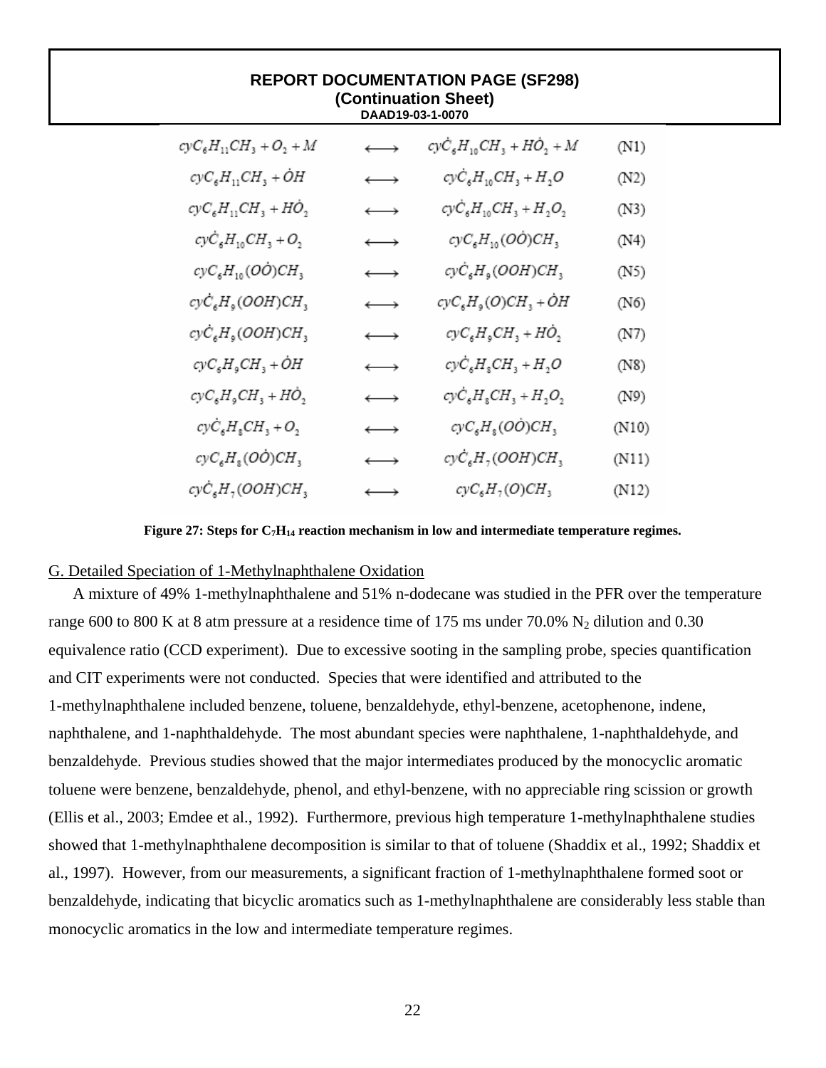**REPORT DOCUMENTATION PAGE (SF298)**
**(Continuation Sheet)**
**DAAD19-03-1-0070**

$$cyC_6H_{11}CH_3 + O_2 + M \longleftrightarrow cy\dot{C}_6H_{10}CH_3 + H\dot{O}_2 + M \quad \text{(N1)}$$

$$cyC_6H_{11}CH_3 + \dot{O}H \longleftrightarrow cy\dot{C}_6H_{10}CH_3 + H_2O \quad \text{(N2)}$$

$$cyC_6H_{11}CH_3 + H\dot{O}_2 \longleftrightarrow cy\dot{C}_6H_{10}CH_3 + H_2O_2 \quad \text{(N3)}$$

$$cy\dot{C}_6H_{10}CH_3 + O_2 \longleftrightarrow cyC_6H_{10}(O\dot{O})CH_3 \quad \text{(N4)}$$

$$cyC_6H_{10}(O\dot{O})CH_3 \longleftrightarrow cy\dot{C}_6H_9(OOH)CH_3 \quad \text{(N5)}$$

$$cy\dot{C}_6H_9(OOH)CH_3 \longleftrightarrow cyC_6H_9(O)CH_3 + \dot{O}H \quad \text{(N6)}$$

$$cy\dot{C}_6H_9(OOH)CH_3 \longleftrightarrow cyC_6H_9CH_3 + H\dot{O}_2 \quad \text{(N7)}$$

$$cyC_6H_9CH_3 + \dot{O}H \longleftrightarrow cy\dot{C}_6H_8CH_3 + H_2O \quad \text{(N8)}$$

$$cyC_6H_9CH_3 + H\dot{O}_2 \longleftrightarrow cy\dot{C}_6H_8CH_3 + H_2O_2 \quad \text{(N9)}$$

$$cy\dot{C}_6H_8CH_3 + O_2 \longleftrightarrow cyC_6H_8(O\dot{O})CH_3 \quad \text{(N10)}$$

$$cyC_6H_8(O\dot{O})CH_3 \longleftrightarrow cy\dot{C}_6H_7(OOH)CH_3 \quad \text{(N11)}$$

$$cy\dot{C}_6H_7(OOH)CH_3 \longleftrightarrow cyC_6H_7(O)CH_3 \quad \text{(N12)}$$

**Figure 27: Steps for $C_7H_{14}$ reaction mechanism in low and intermediate temperature regimes.**

## G. Detailed Speciation of 1-Methylnaphthalene Oxidation

A mixture of 49% 1-methylnaphthalene and 51% n-dodecane was studied in the PFR over the temperature range 600 to 800 K at 8 atm pressure at a residence time of 175 ms under 70.0% $N_2$ dilution and 0.30 equivalence ratio (CCD experiment). Due to excessive sooting in the sampling probe, species quantification and CIT experiments were not conducted. Species that were identified and attributed to the 1-methylnaphthalene included benzene, toluene, benzaldehyde, ethyl-benzene, acetophenone, indene, naphthalene, and 1-naphthaldehyde. The most abundant species were naphthalene, 1-naphthaldehyde, and benzaldehyde. Previous studies showed that the major intermediates produced by the monocyclic aromatic toluene were benzene, benzaldehyde, phenol, and ethyl-benzene, with no appreciable ring scission or growth (Ellis et al., 2003; Emdee et al., 1992). Furthermore, previous high temperature 1-methylnaphthalene studies showed that 1-methylnaphthalene decomposition is similar to that of toluene (Shaddix et al., 1992; Shaddix et al., 1997). However, from our measurements, a significant fraction of 1-methylnaphthalene formed soot or benzaldehyde, indicating that bicyclic aromatics such as 1-methylnaphthalene are considerably less stable than monocyclic aromatics in the low and intermediate temperature regimes.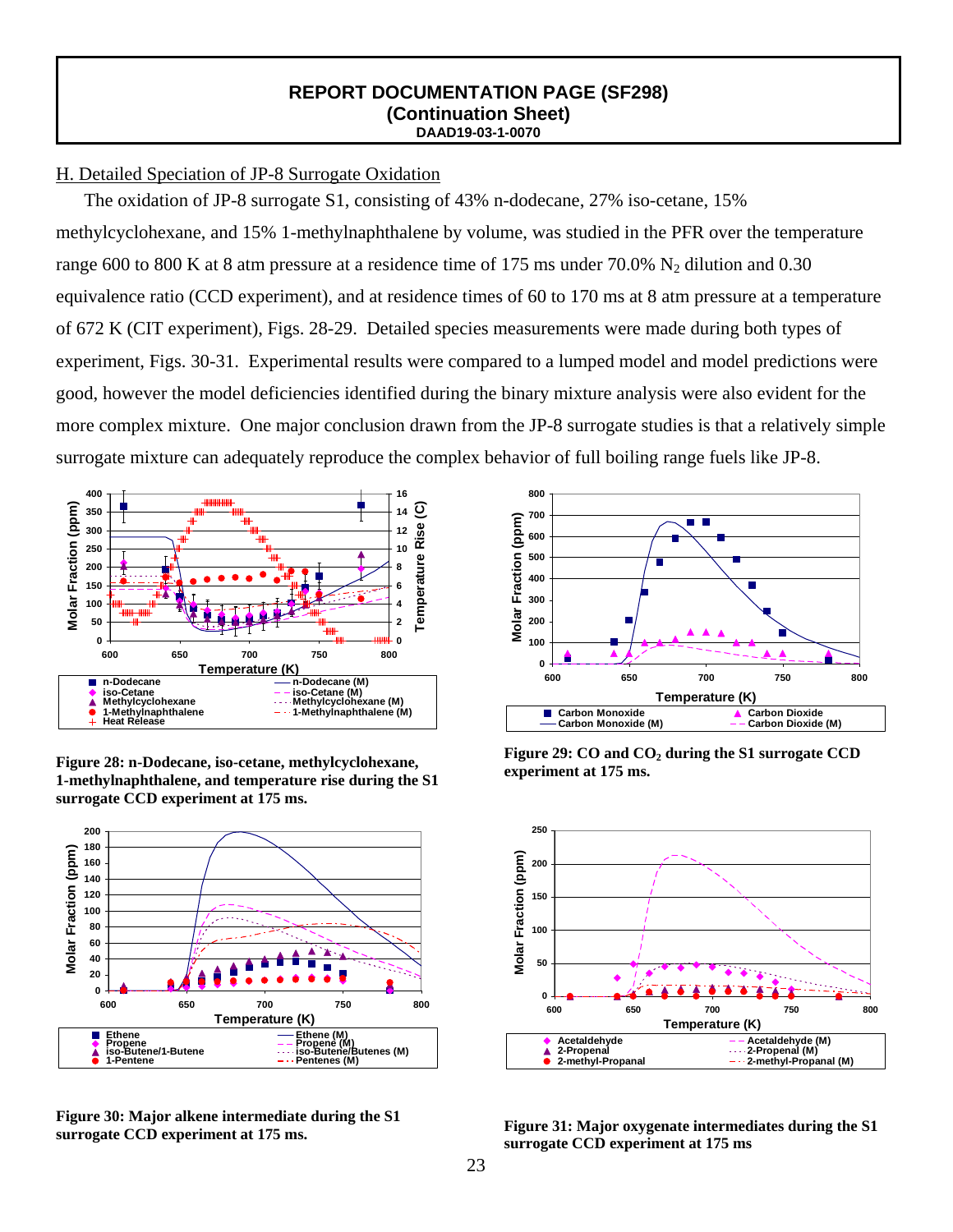**REPORT DOCUMENTATION PAGE (SF298)**
**(Continuation Sheet)**
**DAAD19-03-1-0070**

H. Detailed Speciation of JP-8 Surrogate Oxidation

The oxidation of JP-8 surrogate S1, consisting of 43% n-dodecane, 27% iso-cetane, 15% methylcyclohexane, and 15% 1-methylnaphthalene by volume, was studied in the PFR over the temperature range 600 to 800 K at 8 atm pressure at a residence time of 175 ms under 70.0% $N_2$ dilution and 0.30 equivalence ratio (CCD experiment), and at residence times of 60 to 170 ms at 8 atm pressure at a temperature of 672 K (CIT experiment), Figs. 28-29. Detailed species measurements were made during both types of experiment, Figs. 30-31. Experimental results were compared to a lumped model and model predictions were good, however the model deficiencies identified during the binary mixture analysis were also evident for the more complex mixture. One major conclusion drawn from the JP-8 surrogate studies is that a relatively simple surrogate mixture can adequately reproduce the complex behavior of full boiling range fuels like JP-8.

**Figure 28: n-Dodecane, iso-cetane, methylcyclohexane, 1-methylnaphthalene, and temperature rise during the S1 surrogate CCD experiment at 175 ms.**

**Figure 29: CO and $CO_2$ during the S1 surrogate CCD experiment at 175 ms.**

**Figure 30: Major alkene intermediate during the S1 surrogate CCD experiment at 175 ms.**

**Figure 31: Major oxygenate intermediates during the S1 surrogate CCD experiment at 175 ms**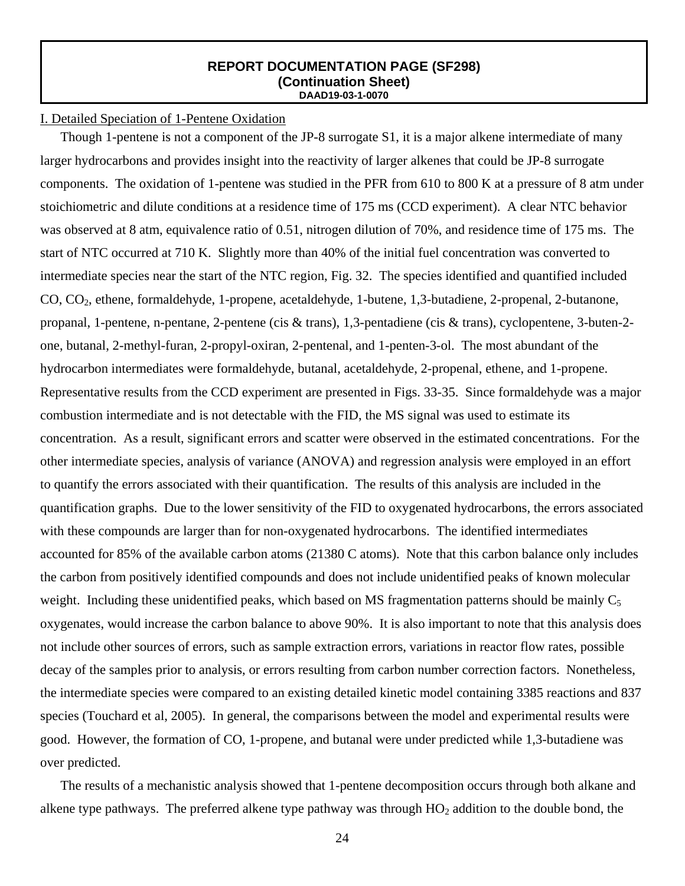**REPORT DOCUMENTATION PAGE (SF298)**
**(Continuation Sheet)**
**DAAD19-03-1-0070**

I. Detailed Speciation of 1-Pentene Oxidation

Though 1-pentene is not a component of the JP-8 surrogate S1, it is a major alkene intermediate of many larger hydrocarbons and provides insight into the reactivity of larger alkenes that could be JP-8 surrogate components. The oxidation of 1-pentene was studied in the PFR from 610 to 800 K at a pressure of 8 atm under stoichiometric and dilute conditions at a residence time of 175 ms (CCD experiment). A clear NTC behavior was observed at 8 atm, equivalence ratio of 0.51, nitrogen dilution of 70%, and residence time of 175 ms. The start of NTC occurred at 710 K. Slightly more than 40% of the initial fuel concentration was converted to intermediate species near the start of the NTC region, Fig. 32. The species identified and quantified included CO, $CO_2$, ethene, formaldehyde, 1-propene, acetaldehyde, 1-butene, 1,3-butadiene, 2-propenal, 2-butanone, propanal, 1-pentene, n-pentane, 2-pentene (cis & trans), 1,3-pentadiene (cis & trans), cyclopentene, 3-buten-2-one, butanal, 2-methyl-furan, 2-propyl-oxiran, 2-pentenal, and 1-penten-3-ol. The most abundant of the hydrocarbon intermediates were formaldehyde, butanal, acetaldehyde, 2-propenal, ethene, and 1-propene. Representative results from the CCD experiment are presented in Figs. 33-35. Since formaldehyde was a major combustion intermediate and is not detectable with the FID, the MS signal was used to estimate its concentration. As a result, significant errors and scatter were observed in the estimated concentrations. For the other intermediate species, analysis of variance (ANOVA) and regression analysis were employed in an effort to quantify the errors associated with their quantification. The results of this analysis are included in the quantification graphs. Due to the lower sensitivity of the FID to oxygenated hydrocarbons, the errors associated with these compounds are larger than for non-oxygenated hydrocarbons. The identified intermediates accounted for 85% of the available carbon atoms (21380 C atoms). Note that this carbon balance only includes the carbon from positively identified compounds and does not include unidentified peaks of known molecular weight. Including these unidentified peaks, which based on MS fragmentation patterns should be mainly $C_5$ oxygenates, would increase the carbon balance to above 90%. It is also important to note that this analysis does not include other sources of errors, such as sample extraction errors, variations in reactor flow rates, possible decay of the samples prior to analysis, or errors resulting from carbon number correction factors. Nonetheless, the intermediate species were compared to an existing detailed kinetic model containing 3385 reactions and 837 species (Touchard et al, 2005). In general, the comparisons between the model and experimental results were good. However, the formation of CO, 1-propene, and butanal were under predicted while 1,3-butadiene was over predicted.

The results of a mechanistic analysis showed that 1-pentene decomposition occurs through both alkane and alkene type pathways. The preferred alkene type pathway was through $HO_2$ addition to the double bond, the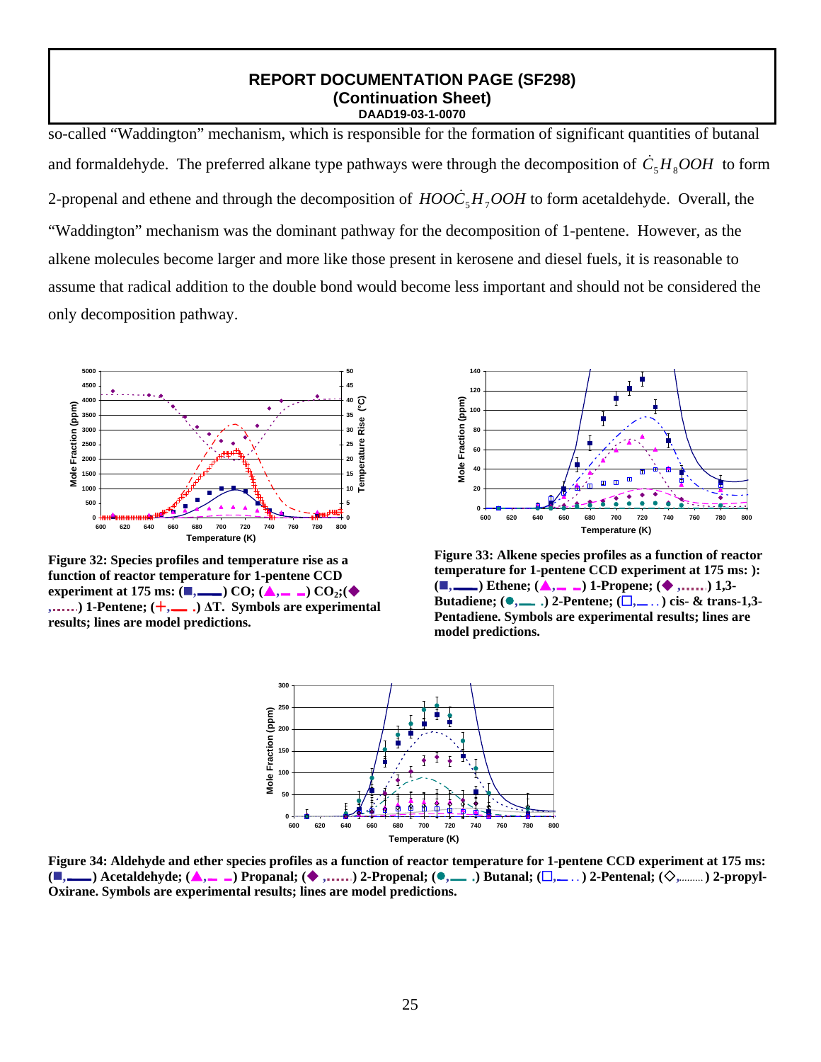so-called "Waddington" mechanism, which is responsible for the formation of significant quantities of butanal and formaldehyde. The preferred alkane type pathways were through the decomposition of $\dot{C}_5H_8OOH$ to form 2-propenal and ethene and through the decomposition of $HOO\dot{C}_5H_7OOH$ to form acetaldehyde. Overall, the "Waddington" mechanism was the dominant pathway for the decomposition of 1-pentene. However, as the alkene molecules become larger and more like those present in kerosene and diesel fuels, it is reasonable to assume that radical addition to the double bond would become less important and should not be considered the only decomposition pathway.

**Figure 32: Species profiles and temperature rise as a function of reactor temperature for 1-pentene CCD experiment at 175 ms: (■,——) CO; (▲,– –) $CO_2$;(◆,……) 1-Pentene; (+,— .) ΔT. Symbols are experimental results; lines are model predictions.**

**Figure 33: Alkene species profiles as a function of reactor temperature for 1-pentene CCD experiment at 175 ms: ): (■,——) Ethene; (▲,– –) 1-Propene; (◆ ,……) 1,3-Butadiene; (●,— .) 2-Pentene; (□,— . .) cis- & trans-1,3-Pentadiene. Symbols are experimental results; lines are model predictions.**

**Figure 34: Aldehyde and ether species profiles as a function of reactor temperature for 1-pentene CCD experiment at 175 ms: (■,——) Acetaldehyde; (▲,– –) Propanal; (◆ ,……) 2-Propenal; (●,— .) Butanal; (□,— . .) 2-Pentenal; (◇,………) 2-propyl-Oxirane. Symbols are experimental results; lines are model predictions.**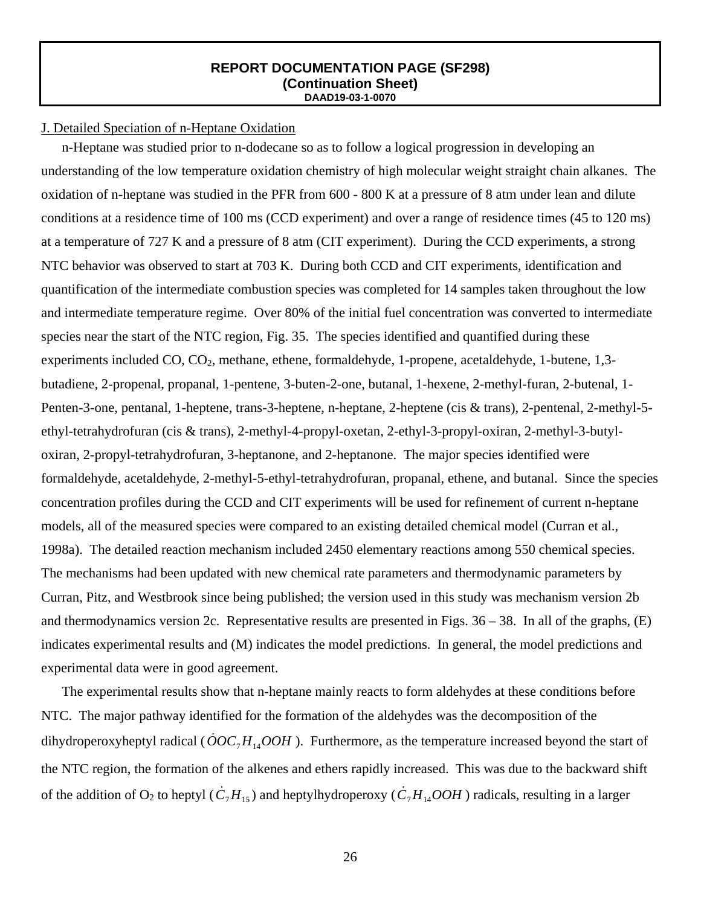**REPORT DOCUMENTATION PAGE (SF298)**
**(Continuation Sheet)**
**DAAD19-03-1-0070**

J. Detailed Speciation of n-Heptane Oxidation

n-Heptane was studied prior to n-dodecane so as to follow a logical progression in developing an understanding of the low temperature oxidation chemistry of high molecular weight straight chain alkanes. The oxidation of n-heptane was studied in the PFR from 600 - 800 K at a pressure of 8 atm under lean and dilute conditions at a residence time of 100 ms (CCD experiment) and over a range of residence times (45 to 120 ms) at a temperature of 727 K and a pressure of 8 atm (CIT experiment). During the CCD experiments, a strong NTC behavior was observed to start at 703 K. During both CCD and CIT experiments, identification and quantification of the intermediate combustion species was completed for 14 samples taken throughout the low and intermediate temperature regime. Over 80% of the initial fuel concentration was converted to intermediate species near the start of the NTC region, Fig. 35. The species identified and quantified during these experiments included CO, $CO_2$, methane, ethene, formaldehyde, 1-propene, acetaldehyde, 1-butene, 1,3-butadiene, 2-propenal, propanal, 1-pentene, 3-buten-2-one, butanal, 1-hexene, 2-methyl-furan, 2-butenal, 1-Penten-3-one, pentanal, 1-heptene, trans-3-heptene, n-heptane, 2-heptene (cis & trans), 2-pentenal, 2-methyl-5-ethyl-tetrahydrofuran (cis & trans), 2-methyl-4-propyl-oxetan, 2-ethyl-3-propyl-oxiran, 2-methyl-3-butyl-oxiran, 2-propyl-tetrahydrofuran, 3-heptanone, and 2-heptanone. The major species identified were formaldehyde, acetaldehyde, 2-methyl-5-ethyl-tetrahydrofuran, propanal, ethene, and butanal. Since the species concentration profiles during the CCD and CIT experiments will be used for refinement of current n-heptane models, all of the measured species were compared to an existing detailed chemical model (Curran et al., 1998a). The detailed reaction mechanism included 2450 elementary reactions among 550 chemical species. The mechanisms had been updated with new chemical rate parameters and thermodynamic parameters by Curran, Pitz, and Westbrook since being published; the version used in this study was mechanism version 2b and thermodynamics version 2c. Representative results are presented in Figs. 36 – 38. In all of the graphs, (E) indicates experimental results and (M) indicates the model predictions. In general, the model predictions and experimental data were in good agreement.

The experimental results show that n-heptane mainly reacts to form aldehydes at these conditions before NTC. The major pathway identified for the formation of the aldehydes was the decomposition of the dihydroperoxyheptyl radical ($\dot{O}OC_7H_{14}OOH$). Furthermore, as the temperature increased beyond the start of the NTC region, the formation of the alkenes and ethers rapidly increased. This was due to the backward shift of the addition of $O_2$ to heptyl ($\dot{C}_7H_{15}$) and heptylhydroperoxy ($\dot{C}_7H_{14}OOH$) radicals, resulting in a larger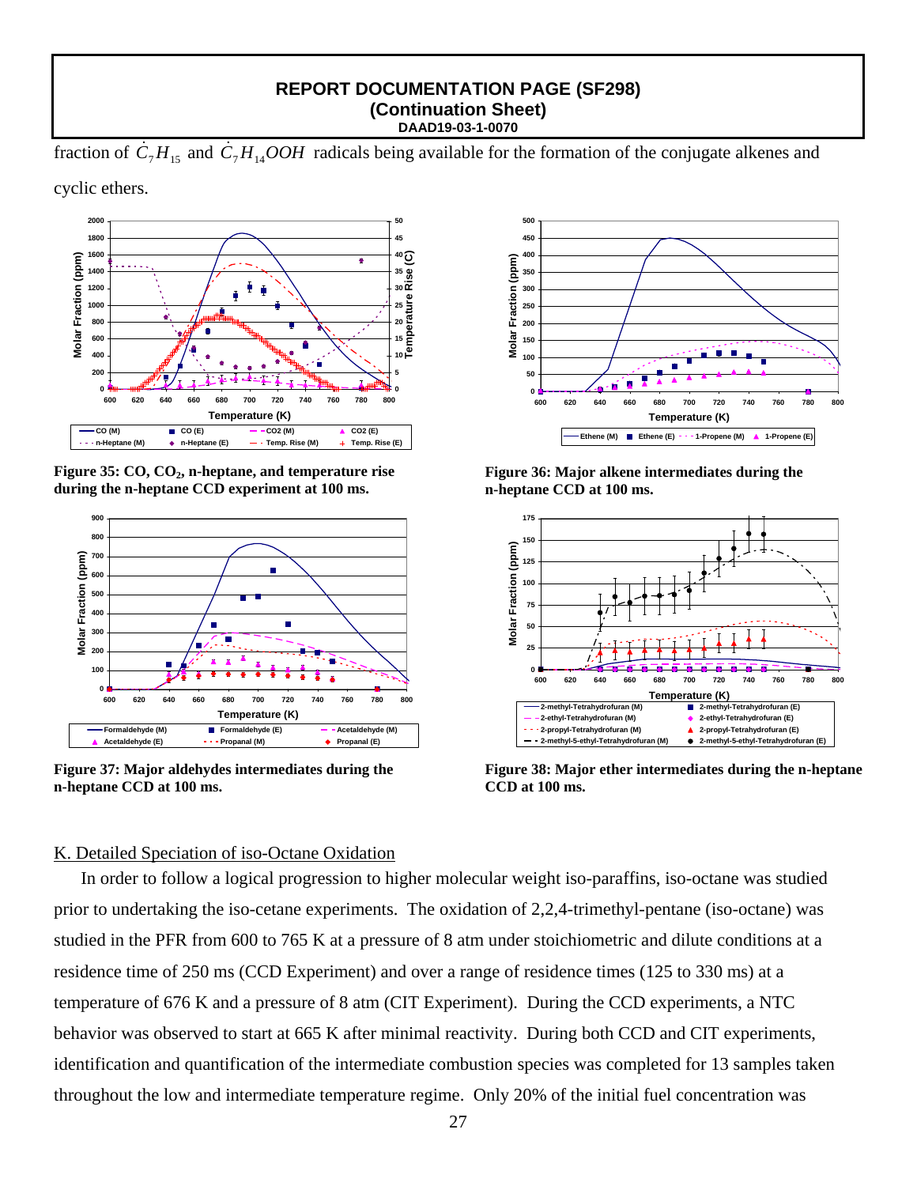fraction of $\dot{C}_7H_{15}$ and $\dot{C}_7H_{14}OOH$ radicals being available for the formation of the conjugate alkenes and cyclic ethers.

**Figure 35: CO, CO$_2$, n-heptane, and temperature rise during the n-heptane CCD experiment at 100 ms.**

**Figure 36: Major alkene intermediates during the n-heptane CCD at 100 ms.**

**Figure 37: Major aldehydes intermediates during the n-heptane CCD at 100 ms.**

**Figure 38: Major ether intermediates during the n-heptane CCD at 100 ms.**

## K. Detailed Speciation of iso-Octane Oxidation

In order to follow a logical progression to higher molecular weight iso-paraffins, iso-octane was studied prior to undertaking the iso-cetane experiments. The oxidation of 2,2,4-trimethyl-pentane (iso-octane) was studied in the PFR from 600 to 765 K at a pressure of 8 atm under stoichiometric and dilute conditions at a residence time of 250 ms (CCD Experiment) and over a range of residence times (125 to 330 ms) at a temperature of 676 K and a pressure of 8 atm (CIT Experiment). During the CCD experiments, a NTC behavior was observed to start at 665 K after minimal reactivity. During both CCD and CIT experiments, identification and quantification of the intermediate combustion species was completed for 13 samples taken throughout the low and intermediate temperature regime. Only 20% of the initial fuel concentration was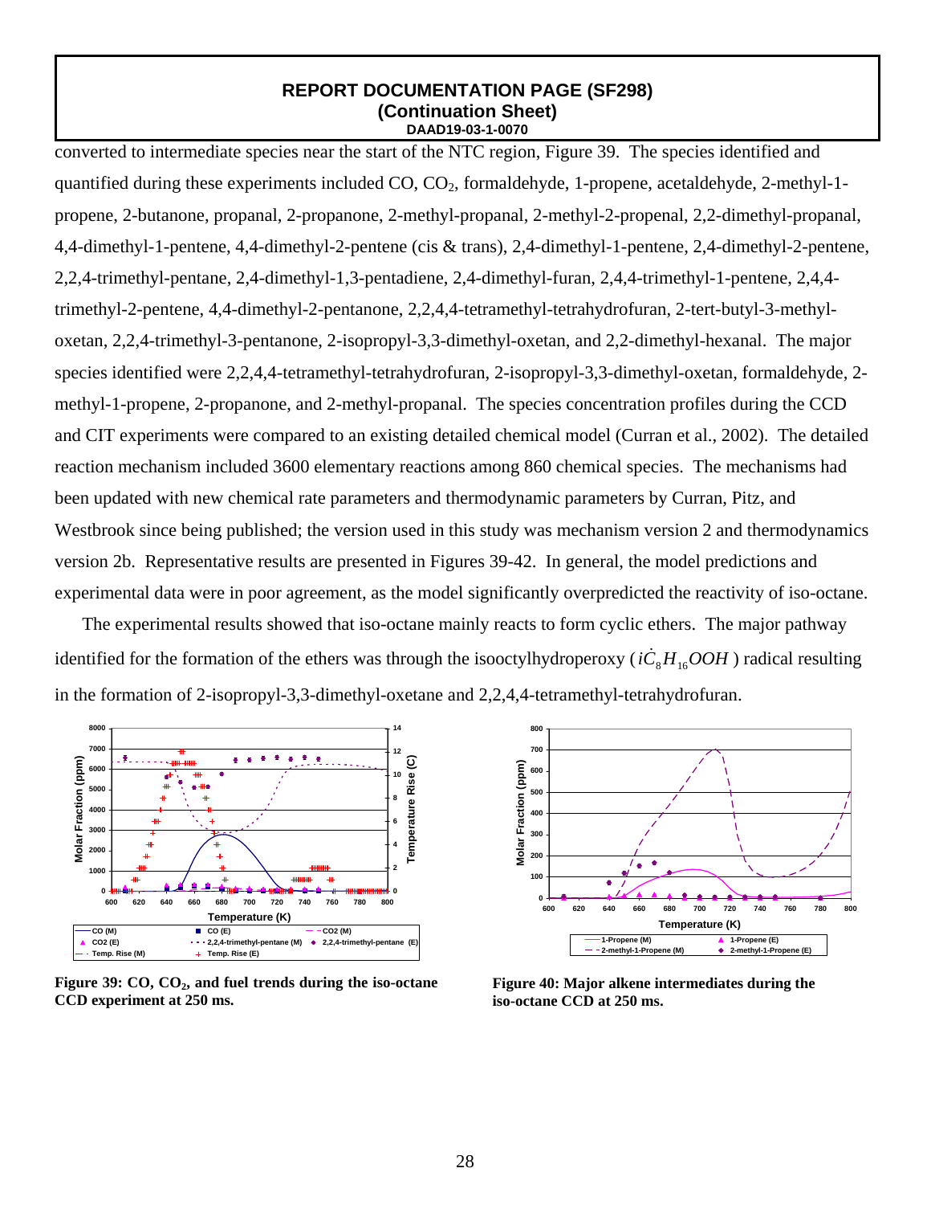converted to intermediate species near the start of the NTC region, Figure 39. The species identified and quantified during these experiments included CO, $CO_2$, formaldehyde, 1-propene, acetaldehyde, 2-methyl-1-propene, 2-butanone, propanal, 2-propanone, 2-methyl-propanal, 2-methyl-2-propenal, 2,2-dimethyl-propanal, 4,4-dimethyl-1-pentene, 4,4-dimethyl-2-pentene (cis & trans), 2,4-dimethyl-1-pentene, 2,4-dimethyl-2-pentene, 2,2,4-trimethyl-pentane, 2,4-dimethyl-1,3-pentadiene, 2,4-dimethyl-furan, 2,4,4-trimethyl-1-pentene, 2,4,4-trimethyl-2-pentene, 4,4-dimethyl-2-pentanone, 2,2,4,4-tetramethyl-tetrahydrofuran, 2-tert-butyl-3-methyl-oxetan, 2,2,4-trimethyl-3-pentanone, 2-isopropyl-3,3-dimethyl-oxetan, and 2,2-dimethyl-hexanal. The major species identified were 2,2,4,4-tetramethyl-tetrahydrofuran, 2-isopropyl-3,3-dimethyl-oxetan, formaldehyde, 2-methyl-1-propene, 2-propanone, and 2-methyl-propanal. The species concentration profiles during the CCD and CIT experiments were compared to an existing detailed chemical model (Curran et al., 2002). The detailed reaction mechanism included 3600 elementary reactions among 860 chemical species. The mechanisms had been updated with new chemical rate parameters and thermodynamic parameters by Curran, Pitz, and Westbrook since being published; the version used in this study was mechanism version 2 and thermodynamics version 2b. Representative results are presented in Figures 39-42. In general, the model predictions and experimental data were in poor agreement, as the model significantly overpredicted the reactivity of iso-octane.

The experimental results showed that iso-octane mainly reacts to form cyclic ethers. The major pathway identified for the formation of the ethers was through the isooctylhydroperoxy ($i\dot{C}_8H_{16}OOH$) radical resulting in the formation of 2-isopropyl-3,3-dimethyl-oxetane and 2,2,4,4-tetramethyl-tetrahydrofuran.

**Figure 39: CO, $CO_2$, and fuel trends during the iso-octane CCD experiment at 250 ms.**

**Figure 40: Major alkene intermediates during the iso-octane CCD at 250 ms.**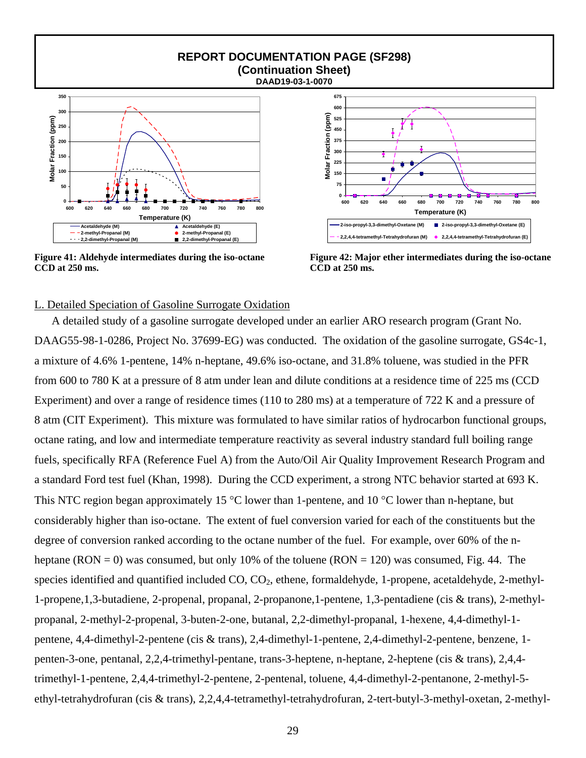**REPORT DOCUMENTATION PAGE (SF298)**
**(Continuation Sheet)**
**DAAD19-03-1-0070**

**Figure 41: Aldehyde intermediates during the iso-octane CCD at 250 ms.**

**Figure 42: Major ether intermediates during the iso-octane CCD at 250 ms.**

## L. Detailed Speciation of Gasoline Surrogate Oxidation

A detailed study of a gasoline surrogate developed under an earlier ARO research program (Grant No. DAAG55-98-1-0286, Project No. 37699-EG) was conducted. The oxidation of the gasoline surrogate, GS4c-1, a mixture of 4.6% 1-pentene, 14% n-heptane, 49.6% iso-octane, and 31.8% toluene, was studied in the PFR from 600 to 780 K at a pressure of 8 atm under lean and dilute conditions at a residence time of 225 ms (CCD Experiment) and over a range of residence times (110 to 280 ms) at a temperature of 722 K and a pressure of 8 atm (CIT Experiment). This mixture was formulated to have similar ratios of hydrocarbon functional groups, octane rating, and low and intermediate temperature reactivity as several industry standard full boiling range fuels, specifically RFA (Reference Fuel A) from the Auto/Oil Air Quality Improvement Research Program and a standard Ford test fuel (Khan, 1998). During the CCD experiment, a strong NTC behavior started at 693 K. This NTC region began approximately 15 °C lower than 1-pentene, and 10 °C lower than n-heptane, but considerably higher than iso-octane. The extent of fuel conversion varied for each of the constituents but the degree of conversion ranked according to the octane number of the fuel. For example, over 60% of the n-heptane (RON = 0) was consumed, but only 10% of the toluene (RON = 120) was consumed, Fig. 44. The species identified and quantified included CO, $CO_2$, ethene, formaldehyde, 1-propene, acetaldehyde, 2-methyl-1-propene,1,3-butadiene, 2-propenal, propanal, 2-propanone,1-pentene, 1,3-pentadiene (cis & trans), 2-methyl-propanal, 2-methyl-2-propenal, 3-buten-2-one, butanal, 2,2-dimethyl-propanal, 1-hexene, 4,4-dimethyl-1-pentene, 4,4-dimethyl-2-pentene (cis & trans), 2,4-dimethyl-1-pentene, 2,4-dimethyl-2-pentene, benzene, 1-penten-3-one, pentanal, 2,2,4-trimethyl-pentane, trans-3-heptene, n-heptane, 2-heptene (cis & trans), 2,4,4-trimethyl-1-pentene, 2,4,4-trimethyl-2-pentene, 2-pentenal, toluene, 4,4-dimethyl-2-pentanone, 2-methyl-5-ethyl-tetrahydrofuran (cis & trans), 2,2,4,4-tetramethyl-tetrahydrofuran, 2-tert-butyl-3-methyl-oxetan, 2-methyl-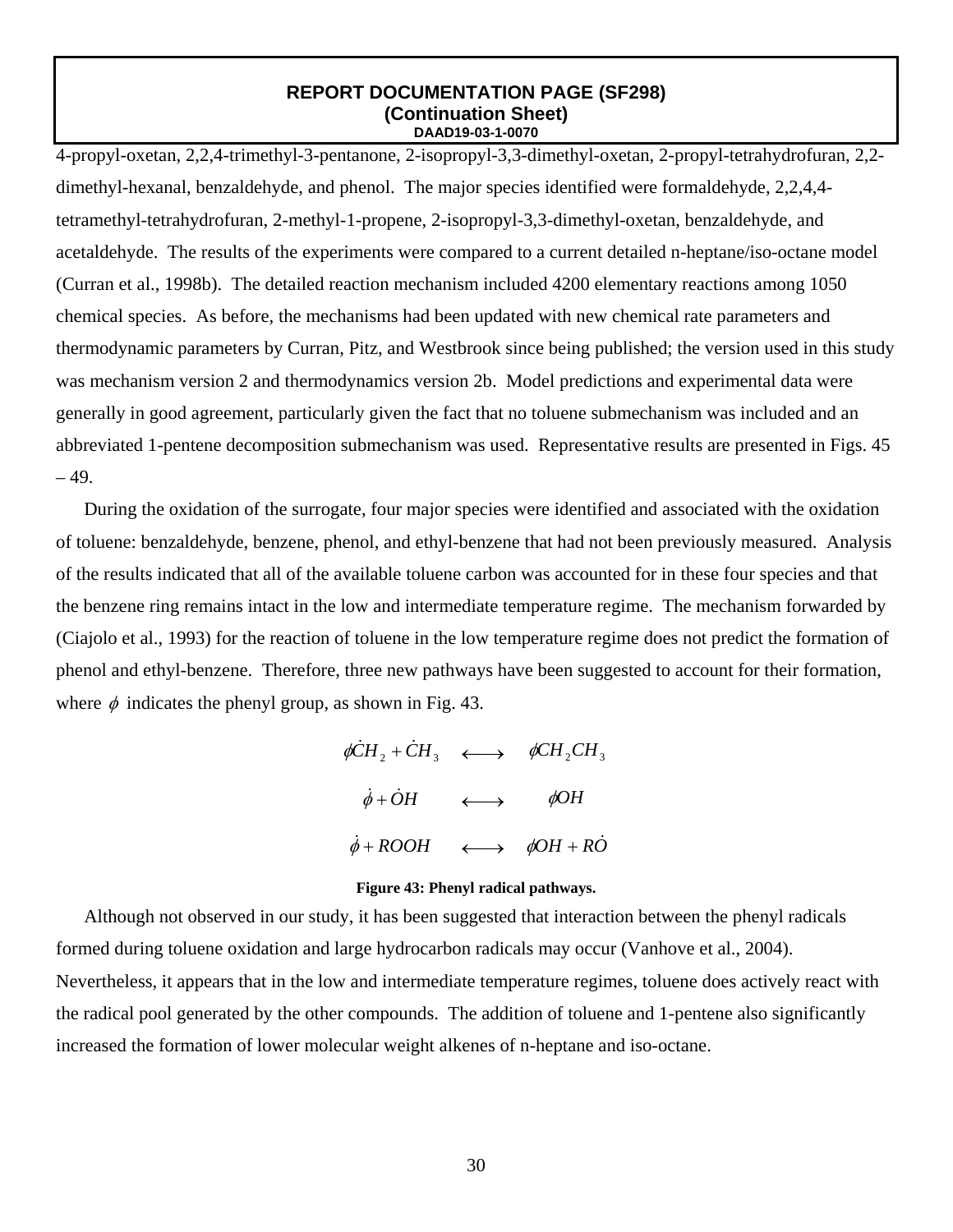4-propyl-oxetan, 2,2,4-trimethyl-3-pentanone, 2-isopropyl-3,3-dimethyl-oxetan, 2-propyl-tetrahydrofuran, 2,2-dimethyl-hexanal, benzaldehyde, and phenol. The major species identified were formaldehyde, 2,2,4,4-tetramethyl-tetrahydrofuran, 2-methyl-1-propene, 2-isopropyl-3,3-dimethyl-oxetan, benzaldehyde, and acetaldehyde. The results of the experiments were compared to a current detailed n-heptane/iso-octane model (Curran et al., 1998b). The detailed reaction mechanism included 4200 elementary reactions among 1050 chemical species. As before, the mechanisms had been updated with new chemical rate parameters and thermodynamic parameters by Curran, Pitz, and Westbrook since being published; the version used in this study was mechanism version 2 and thermodynamics version 2b. Model predictions and experimental data were generally in good agreement, particularly given the fact that no toluene submechanism was included and an abbreviated 1-pentene decomposition submechanism was used. Representative results are presented in Figs. 45 – 49.

During the oxidation of the surrogate, four major species were identified and associated with the oxidation of toluene: benzaldehyde, benzene, phenol, and ethyl-benzene that had not been previously measured. Analysis of the results indicated that all of the available toluene carbon was accounted for in these four species and that the benzene ring remains intact in the low and intermediate temperature regime. The mechanism forwarded by (Ciajolo et al., 1993) for the reaction of toluene in the low temperature regime does not predict the formation of phenol and ethyl-benzene. Therefore, three new pathways have been suggested to account for their formation, where $\phi$ indicates the phenyl group, as shown in Fig. 43.

$$\phi\dot{C}H_2 + \dot{C}H_3 \longleftrightarrow \phi CH_2CH_3$$

$$\dot{\phi} + \dot{O}H \longleftrightarrow \phi OH$$

$$\dot{\phi} + ROOH \longleftrightarrow \phi OH + R\dot{O}$$

**Figure 43: Phenyl radical pathways.**

Although not observed in our study, it has been suggested that interaction between the phenyl radicals formed during toluene oxidation and large hydrocarbon radicals may occur (Vanhove et al., 2004). Nevertheless, it appears that in the low and intermediate temperature regimes, toluene does actively react with the radical pool generated by the other compounds. The addition of toluene and 1-pentene also significantly increased the formation of lower molecular weight alkenes of n-heptane and iso-octane.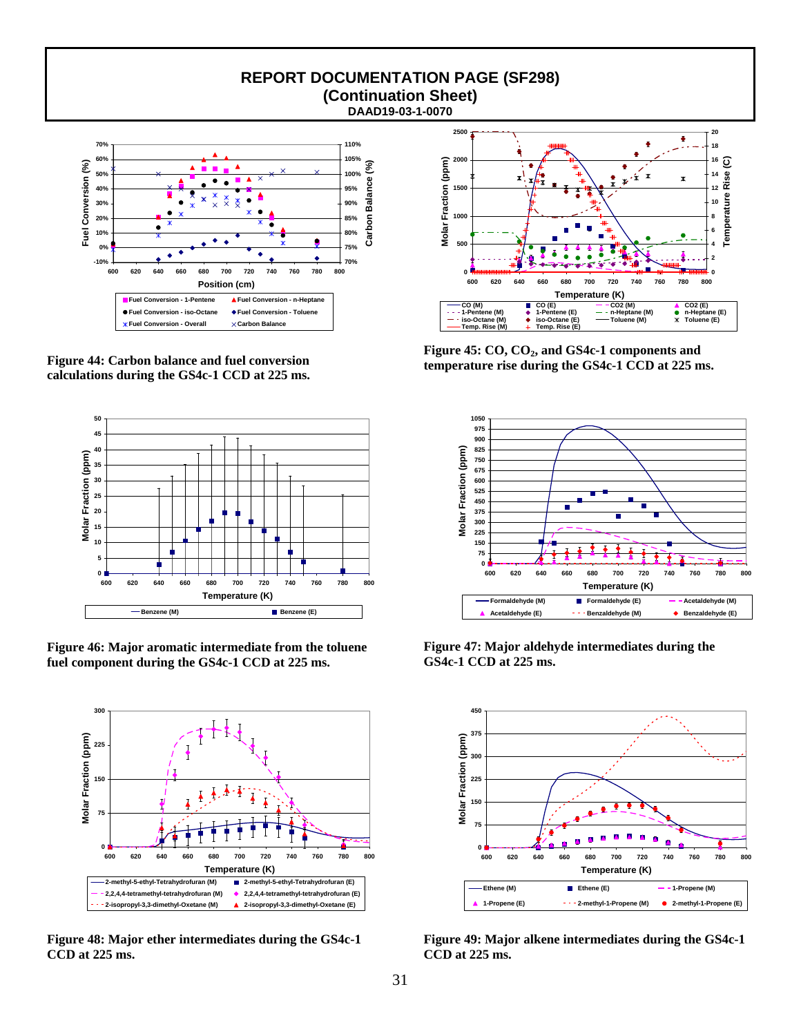# REPORT DOCUMENTATION PAGE (SF298)
## (Continuation Sheet)
### DAAD19-03-1-0070

**Figure 44: Carbon balance and fuel conversion calculations during the GS4c-1 CCD at 225 ms.**

**Figure 45: CO, $CO_2$, and GS4c-1 components and temperature rise during the GS4c-1 CCD at 225 ms.**

**Figure 46: Major aromatic intermediate from the toluene fuel component during the GS4c-1 CCD at 225 ms.**

**Figure 47: Major aldehyde intermediates during the GS4c-1 CCD at 225 ms.**

**Figure 48: Major ether intermediates during the GS4c-1 CCD at 225 ms.**

**Figure 49: Major alkene intermediates during the GS4c-1 CCD at 225 ms.**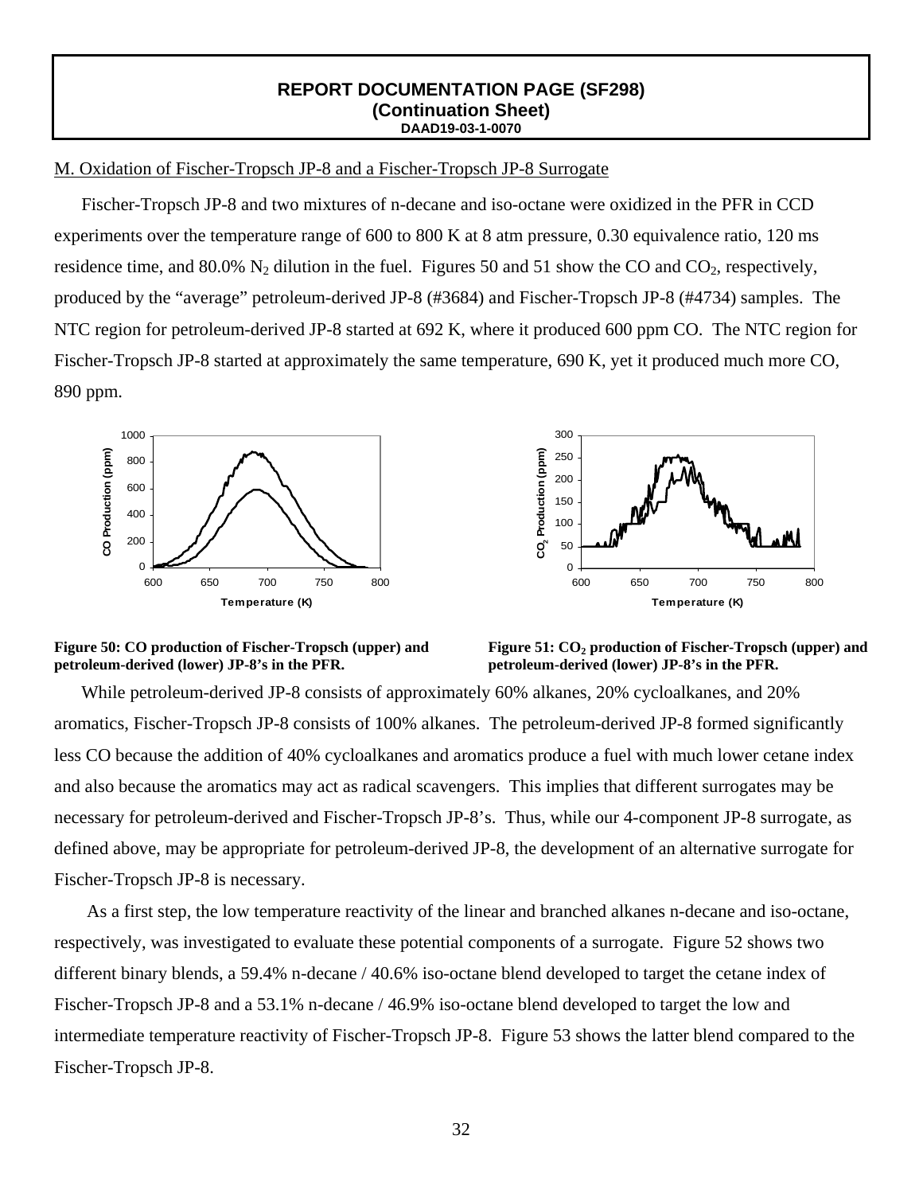**REPORT DOCUMENTATION PAGE (SF298)**
**(Continuation Sheet)**
**DAAD19-03-1-0070**

## M. Oxidation of Fischer-Tropsch JP-8 and a Fischer-Tropsch JP-8 Surrogate

Fischer-Tropsch JP-8 and two mixtures of n-decane and iso-octane were oxidized in the PFR in CCD experiments over the temperature range of 600 to 800 K at 8 atm pressure, 0.30 equivalence ratio, 120 ms residence time, and 80.0% $N_2$ dilution in the fuel. Figures 50 and 51 show the CO and $CO_2$, respectively, produced by the "average" petroleum-derived JP-8 (#3684) and Fischer-Tropsch JP-8 (#4734) samples. The NTC region for petroleum-derived JP-8 started at 692 K, where it produced 600 ppm CO. The NTC region for Fischer-Tropsch JP-8 started at approximately the same temperature, 690 K, yet it produced much more CO, 890 ppm.

**Figure 50: CO production of Fischer-Tropsch (upper) and petroleum-derived (lower) JP-8's in the PFR.**

**Figure 51: $CO_2$ production of Fischer-Tropsch (upper) and petroleum-derived (lower) JP-8's in the PFR.**

While petroleum-derived JP-8 consists of approximately 60% alkanes, 20% cycloalkanes, and 20% aromatics, Fischer-Tropsch JP-8 consists of 100% alkanes. The petroleum-derived JP-8 formed significantly less CO because the addition of 40% cycloalkanes and aromatics produce a fuel with much lower cetane index and also because the aromatics may act as radical scavengers. This implies that different surrogates may be necessary for petroleum-derived and Fischer-Tropsch JP-8's. Thus, while our 4-component JP-8 surrogate, as defined above, may be appropriate for petroleum-derived JP-8, the development of an alternative surrogate for Fischer-Tropsch JP-8 is necessary.

As a first step, the low temperature reactivity of the linear and branched alkanes n-decane and iso-octane, respectively, was investigated to evaluate these potential components of a surrogate. Figure 52 shows two different binary blends, a 59.4% n-decane / 40.6% iso-octane blend developed to target the cetane index of Fischer-Tropsch JP-8 and a 53.1% n-decane / 46.9% iso-octane blend developed to target the low and intermediate temperature reactivity of Fischer-Tropsch JP-8. Figure 53 shows the latter blend compared to the Fischer-Tropsch JP-8.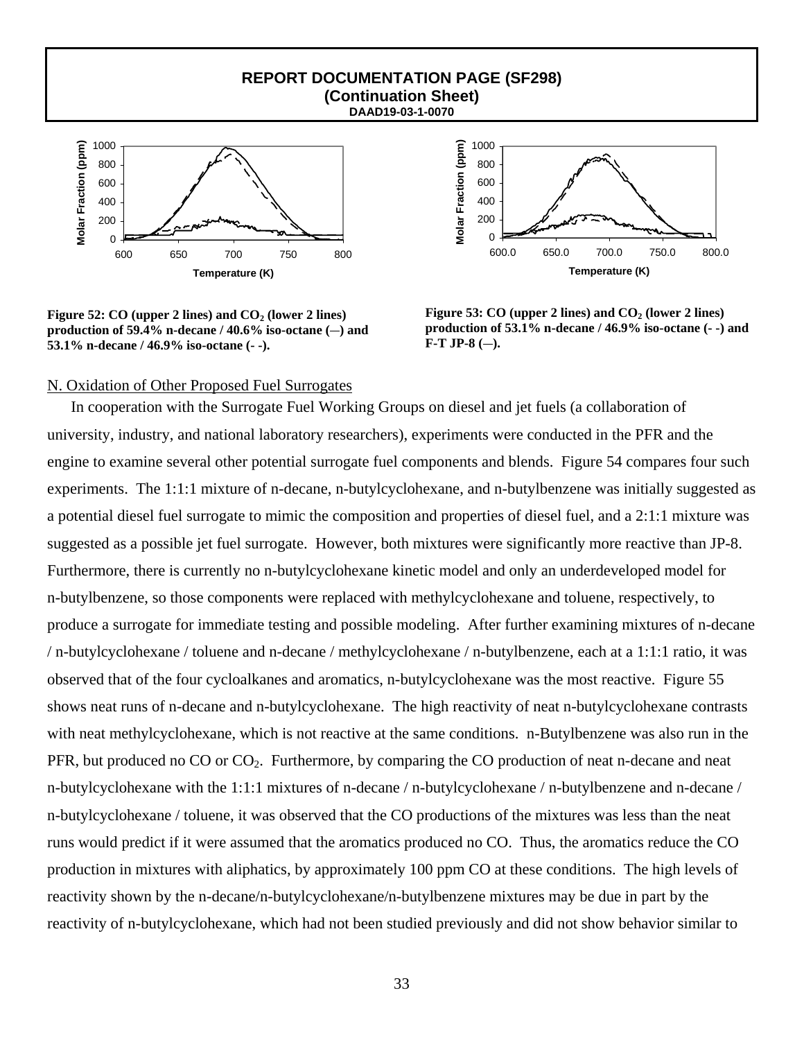**REPORT DOCUMENTATION PAGE (SF298)**
**(Continuation Sheet)**
**DAAD19-03-1-0070**

**Figure 52: CO (upper 2 lines) and $CO_2$ (lower 2 lines) production of 59.4% n-decane / 40.6% iso-octane (—) and 53.1% n-decane / 46.9% iso-octane (- -).**

**Figure 53: CO (upper 2 lines) and $CO_2$ (lower 2 lines) production of 53.1% n-decane / 46.9% iso-octane (- -) and F-T JP-8 (—).**

N. Oxidation of Other Proposed Fuel Surrogates

In cooperation with the Surrogate Fuel Working Groups on diesel and jet fuels (a collaboration of university, industry, and national laboratory researchers), experiments were conducted in the PFR and the engine to examine several other potential surrogate fuel components and blends. Figure 54 compares four such experiments. The 1:1:1 mixture of n-decane, n-butylcyclohexane, and n-butylbenzene was initially suggested as a potential diesel fuel surrogate to mimic the composition and properties of diesel fuel, and a 2:1:1 mixture was suggested as a possible jet fuel surrogate. However, both mixtures were significantly more reactive than JP-8. Furthermore, there is currently no n-butylcyclohexane kinetic model and only an underdeveloped model for n-butylbenzene, so those components were replaced with methylcyclohexane and toluene, respectively, to produce a surrogate for immediate testing and possible modeling. After further examining mixtures of n-decane / n-butylcyclohexane / toluene and n-decane / methylcyclohexane / n-butylbenzene, each at a 1:1:1 ratio, it was observed that of the four cycloalkanes and aromatics, n-butylcyclohexane was the most reactive. Figure 55 shows neat runs of n-decane and n-butylcyclohexane. The high reactivity of neat n-butylcyclohexane contrasts with neat methylcyclohexane, which is not reactive at the same conditions. n-Butylbenzene was also run in the PFR, but produced no CO or $CO_2$. Furthermore, by comparing the CO production of neat n-decane and neat n-butylcyclohexane with the 1:1:1 mixtures of n-decane / n-butylcyclohexane / n-butylbenzene and n-decane / n-butylcyclohexane / toluene, it was observed that the CO productions of the mixtures was less than the neat runs would predict if it were assumed that the aromatics produced no CO. Thus, the aromatics reduce the CO production in mixtures with aliphatics, by approximately 100 ppm CO at these conditions. The high levels of reactivity shown by the n-decane/n-butylcyclohexane/n-butylbenzene mixtures may be due in part by the reactivity of n-butylcyclohexane, which had not been studied previously and did not show behavior similar to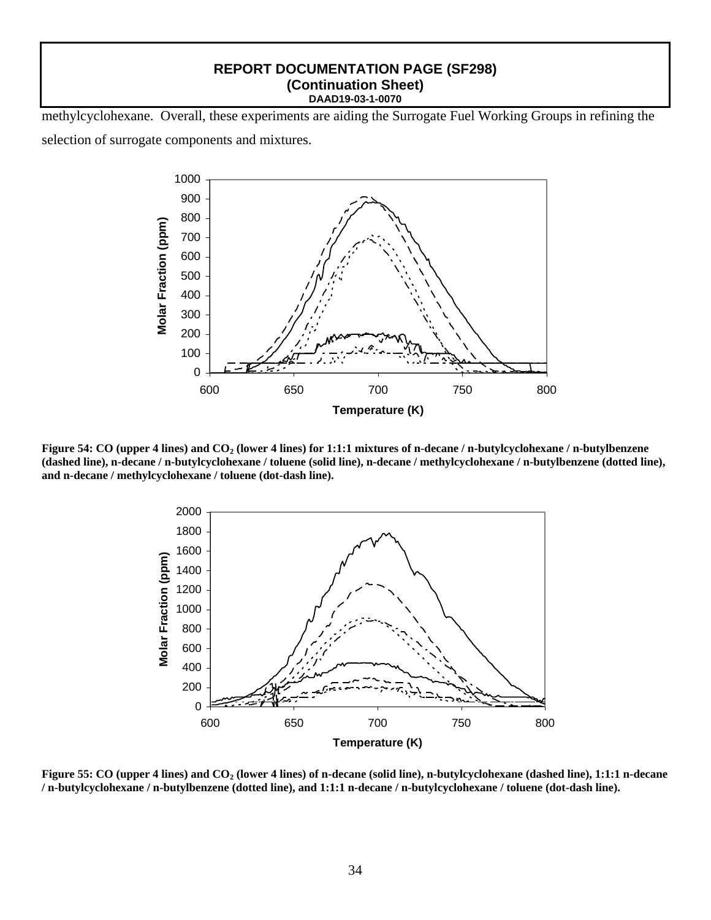methylcyclohexane. Overall, these experiments are aiding the Surrogate Fuel Working Groups in refining the selection of surrogate components and mixtures.

**Figure 54: CO (upper 4 lines) and $CO_2$ (lower 4 lines) for 1:1:1 mixtures of n-decane / n-butylcyclohexane / n-butylbenzene (dashed line), n-decane / n-butylcyclohexane / toluene (solid line), n-decane / methylcyclohexane / n-butylbenzene (dotted line), and n-decane / methylcyclohexane / toluene (dot-dash line).**

**Figure 55: CO (upper 4 lines) and $CO_2$ (lower 4 lines) of n-decane (solid line), n-butylcyclohexane (dashed line), 1:1:1 n-decane / n-butylcyclohexane / n-butylbenzene (dotted line), and 1:1:1 n-decane / n-butylcyclohexane / toluene (dot-dash line).**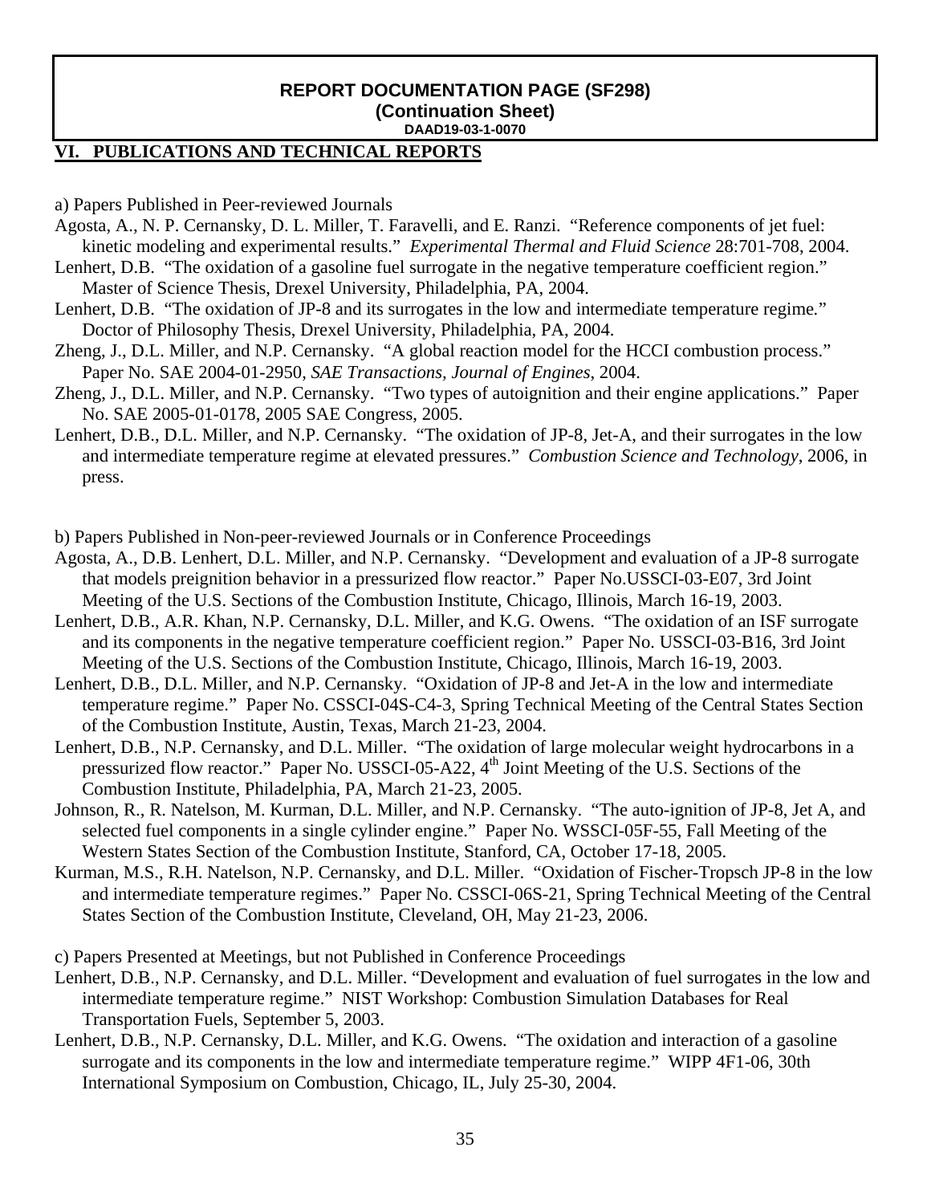**REPORT DOCUMENTATION PAGE (SF298)**
**(Continuation Sheet)**
**DAAD19-03-1-0070**

## VI. PUBLICATIONS AND TECHNICAL REPORTS

a) Papers Published in Peer-reviewed Journals

Agosta, A., N. P. Cernansky, D. L. Miller, T. Faravelli, and E. Ranzi. "Reference components of jet fuel: kinetic modeling and experimental results." *Experimental Thermal and Fluid Science* 28:701-708, 2004.

Lenhert, D.B. "The oxidation of a gasoline fuel surrogate in the negative temperature coefficient region." Master of Science Thesis, Drexel University, Philadelphia, PA, 2004.

Lenhert, D.B. "The oxidation of JP-8 and its surrogates in the low and intermediate temperature regime." Doctor of Philosophy Thesis, Drexel University, Philadelphia, PA, 2004.

Zheng, J., D.L. Miller, and N.P. Cernansky. "A global reaction model for the HCCI combustion process." Paper No. SAE 2004-01-2950, *SAE Transactions, Journal of Engines*, 2004.

Zheng, J., D.L. Miller, and N.P. Cernansky. "Two types of autoignition and their engine applications." Paper No. SAE 2005-01-0178, 2005 SAE Congress, 2005.

Lenhert, D.B., D.L. Miller, and N.P. Cernansky. "The oxidation of JP-8, Jet-A, and their surrogates in the low and intermediate temperature regime at elevated pressures." *Combustion Science and Technology*, 2006, in press.

b) Papers Published in Non-peer-reviewed Journals or in Conference Proceedings

Agosta, A., D.B. Lenhert, D.L. Miller, and N.P. Cernansky. "Development and evaluation of a JP-8 surrogate that models preignition behavior in a pressurized flow reactor." Paper No.USSCI-03-E07, 3rd Joint Meeting of the U.S. Sections of the Combustion Institute, Chicago, Illinois, March 16-19, 2003.

Lenhert, D.B., A.R. Khan, N.P. Cernansky, D.L. Miller, and K.G. Owens. "The oxidation of an ISF surrogate and its components in the negative temperature coefficient region." Paper No. USSCI-03-B16, 3rd Joint Meeting of the U.S. Sections of the Combustion Institute, Chicago, Illinois, March 16-19, 2003.

Lenhert, D.B., D.L. Miller, and N.P. Cernansky. "Oxidation of JP-8 and Jet-A in the low and intermediate temperature regime." Paper No. CSSCI-04S-C4-3, Spring Technical Meeting of the Central States Section of the Combustion Institute, Austin, Texas, March 21-23, 2004.

Lenhert, D.B., N.P. Cernansky, and D.L. Miller. "The oxidation of large molecular weight hydrocarbons in a pressurized flow reactor." Paper No. USSCI-05-A22, 4th Joint Meeting of the U.S. Sections of the Combustion Institute, Philadelphia, PA, March 21-23, 2005.

Johnson, R., R. Natelson, M. Kurman, D.L. Miller, and N.P. Cernansky. "The auto-ignition of JP-8, Jet A, and selected fuel components in a single cylinder engine." Paper No. WSSCI-05F-55, Fall Meeting of the Western States Section of the Combustion Institute, Stanford, CA, October 17-18, 2005.

Kurman, M.S., R.H. Natelson, N.P. Cernansky, and D.L. Miller. "Oxidation of Fischer-Tropsch JP-8 in the low and intermediate temperature regimes." Paper No. CSSCI-06S-21, Spring Technical Meeting of the Central States Section of the Combustion Institute, Cleveland, OH, May 21-23, 2006.

c) Papers Presented at Meetings, but not Published in Conference Proceedings

Lenhert, D.B., N.P. Cernansky, and D.L. Miller. "Development and evaluation of fuel surrogates in the low and intermediate temperature regime." NIST Workshop: Combustion Simulation Databases for Real Transportation Fuels, September 5, 2003.

Lenhert, D.B., N.P. Cernansky, D.L. Miller, and K.G. Owens. "The oxidation and interaction of a gasoline surrogate and its components in the low and intermediate temperature regime." WIPP 4F1-06, 30th International Symposium on Combustion, Chicago, IL, July 25-30, 2004.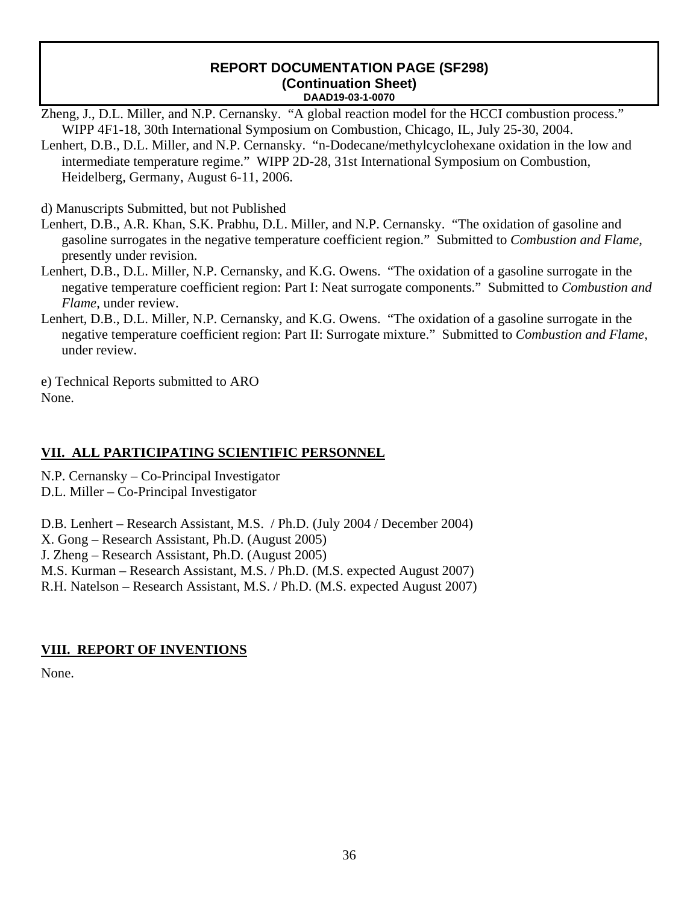**REPORT DOCUMENTATION PAGE (SF298)**
**(Continuation Sheet)**
**DAAD19-03-1-0070**

Zheng, J., D.L. Miller, and N.P. Cernansky. "A global reaction model for the HCCI combustion process." WIPP 4F1-18, 30th International Symposium on Combustion, Chicago, IL, July 25-30, 2004.

Lenhert, D.B., D.L. Miller, and N.P. Cernansky. "n-Dodecane/methylcyclohexane oxidation in the low and intermediate temperature regime." WIPP 2D-28, 31st International Symposium on Combustion, Heidelberg, Germany, August 6-11, 2006.

d) Manuscripts Submitted, but not Published

Lenhert, D.B., A.R. Khan, S.K. Prabhu, D.L. Miller, and N.P. Cernansky. "The oxidation of gasoline and gasoline surrogates in the negative temperature coefficient region." Submitted to *Combustion and Flame*, presently under revision.

Lenhert, D.B., D.L. Miller, N.P. Cernansky, and K.G. Owens. "The oxidation of a gasoline surrogate in the negative temperature coefficient region: Part I: Neat surrogate components." Submitted to *Combustion and Flame*, under review.

Lenhert, D.B., D.L. Miller, N.P. Cernansky, and K.G. Owens. "The oxidation of a gasoline surrogate in the negative temperature coefficient region: Part II: Surrogate mixture." Submitted to *Combustion and Flame*, under review.

e) Technical Reports submitted to ARO

None.

## VII. ALL PARTICIPATING SCIENTIFIC PERSONNEL

N.P. Cernansky – Co-Principal Investigator
D.L. Miller – Co-Principal Investigator

D.B. Lenhert – Research Assistant, M.S. / Ph.D. (July 2004 / December 2004)
X. Gong – Research Assistant, Ph.D. (August 2005)
J. Zheng – Research Assistant, Ph.D. (August 2005)
M.S. Kurman – Research Assistant, M.S. / Ph.D. (M.S. expected August 2007)
R.H. Natelson – Research Assistant, M.S. / Ph.D. (M.S. expected August 2007)

## VIII. REPORT OF INVENTIONS

None.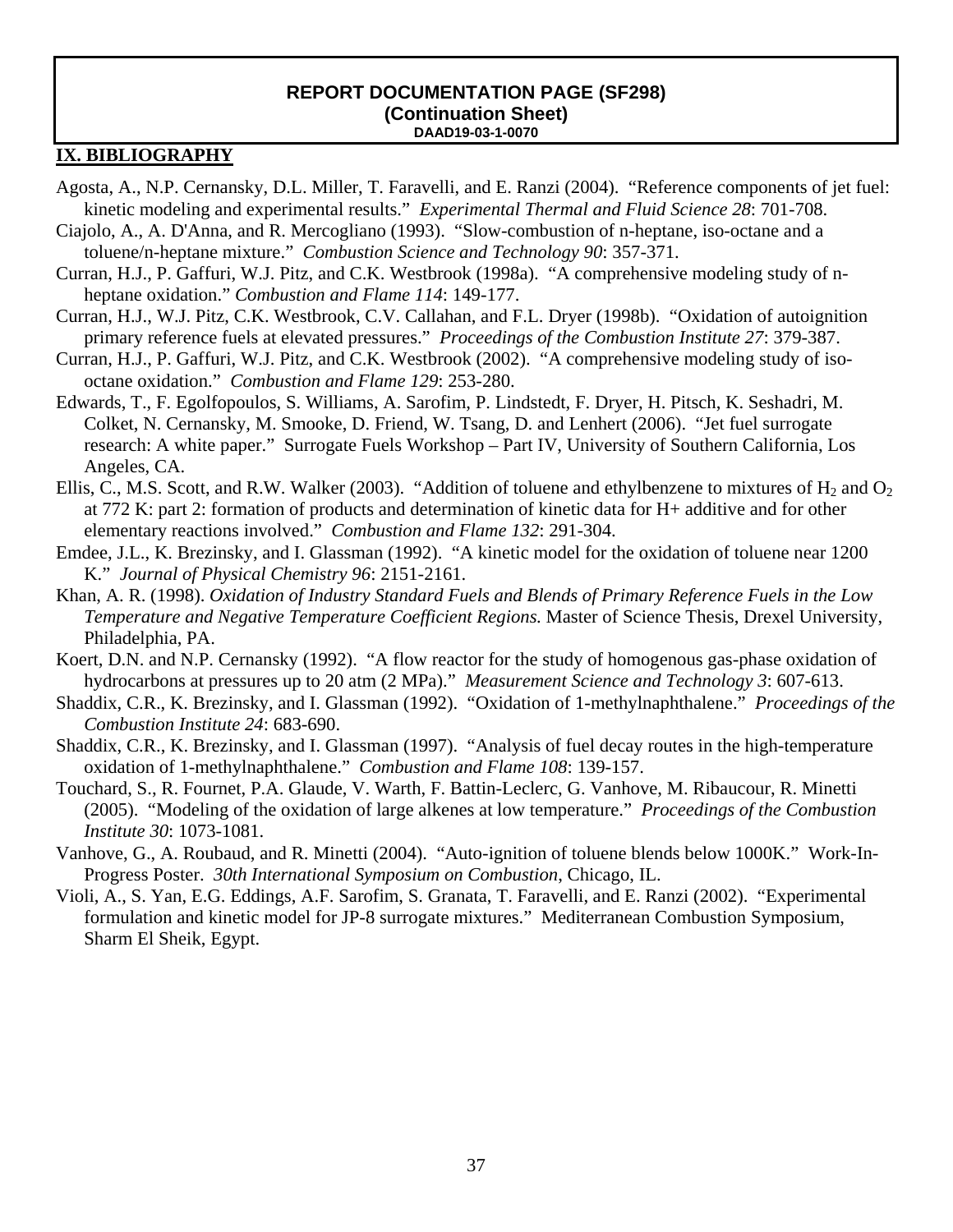**REPORT DOCUMENTATION PAGE (SF298)**
**(Continuation Sheet)**
**DAAD19-03-1-0070**

## IX. BIBLIOGRAPHY

Agosta, A., N.P. Cernansky, D.L. Miller, T. Faravelli, and E. Ranzi (2004). "Reference components of jet fuel: kinetic modeling and experimental results." *Experimental Thermal and Fluid Science 28*: 701-708.

Ciajolo, A., A. D'Anna, and R. Mercogliano (1993). "Slow-combustion of n-heptane, iso-octane and a toluene/n-heptane mixture." *Combustion Science and Technology 90*: 357-371.

Curran, H.J., P. Gaffuri, W.J. Pitz, and C.K. Westbrook (1998a). "A comprehensive modeling study of n-heptane oxidation." *Combustion and Flame 114*: 149-177.

Curran, H.J., W.J. Pitz, C.K. Westbrook, C.V. Callahan, and F.L. Dryer (1998b). "Oxidation of autoignition primary reference fuels at elevated pressures." *Proceedings of the Combustion Institute 27*: 379-387.

Curran, H.J., P. Gaffuri, W.J. Pitz, and C.K. Westbrook (2002). "A comprehensive modeling study of iso-octane oxidation." *Combustion and Flame 129*: 253-280.

Edwards, T., F. Egolfopoulos, S. Williams, A. Sarofim, P. Lindstedt, F. Dryer, H. Pitsch, K. Seshadri, M. Colket, N. Cernansky, M. Smooke, D. Friend, W. Tsang, D. and Lenhert (2006). "Jet fuel surrogate research: A white paper." Surrogate Fuels Workshop – Part IV, University of Southern California, Los Angeles, CA.

Ellis, C., M.S. Scott, and R.W. Walker (2003). "Addition of toluene and ethylbenzene to mixtures of $H_2$ and $O_2$ at 772 K: part 2: formation of products and determination of kinetic data for H+ additive and for other elementary reactions involved." *Combustion and Flame 132*: 291-304.

Emdee, J.L., K. Brezinsky, and I. Glassman (1992). "A kinetic model for the oxidation of toluene near 1200 K." *Journal of Physical Chemistry 96*: 2151-2161.

Khan, A. R. (1998). *Oxidation of Industry Standard Fuels and Blends of Primary Reference Fuels in the Low Temperature and Negative Temperature Coefficient Regions.* Master of Science Thesis, Drexel University, Philadelphia, PA.

Koert, D.N. and N.P. Cernansky (1992). "A flow reactor for the study of homogenous gas-phase oxidation of hydrocarbons at pressures up to 20 atm (2 MPa)." *Measurement Science and Technology 3*: 607-613.

Shaddix, C.R., K. Brezinsky, and I. Glassman (1992). "Oxidation of 1-methylnaphthalene." *Proceedings of the Combustion Institute 24*: 683-690.

Shaddix, C.R., K. Brezinsky, and I. Glassman (1997). "Analysis of fuel decay routes in the high-temperature oxidation of 1-methylnaphthalene." *Combustion and Flame 108*: 139-157.

Touchard, S., R. Fournet, P.A. Glaude, V. Warth, F. Battin-Leclerc, G. Vanhove, M. Ribaucour, R. Minetti (2005). "Modeling of the oxidation of large alkenes at low temperature." *Proceedings of the Combustion Institute 30*: 1073-1081.

Vanhove, G., A. Roubaud, and R. Minetti (2004). "Auto-ignition of toluene blends below 1000K." Work-In-Progress Poster. *30th International Symposium on Combustion*, Chicago, IL.

Violi, A., S. Yan, E.G. Eddings, A.F. Sarofim, S. Granata, T. Faravelli, and E. Ranzi (2002). "Experimental formulation and kinetic model for JP-8 surrogate mixtures." Mediterranean Combustion Symposium, Sharm El Sheik, Egypt.